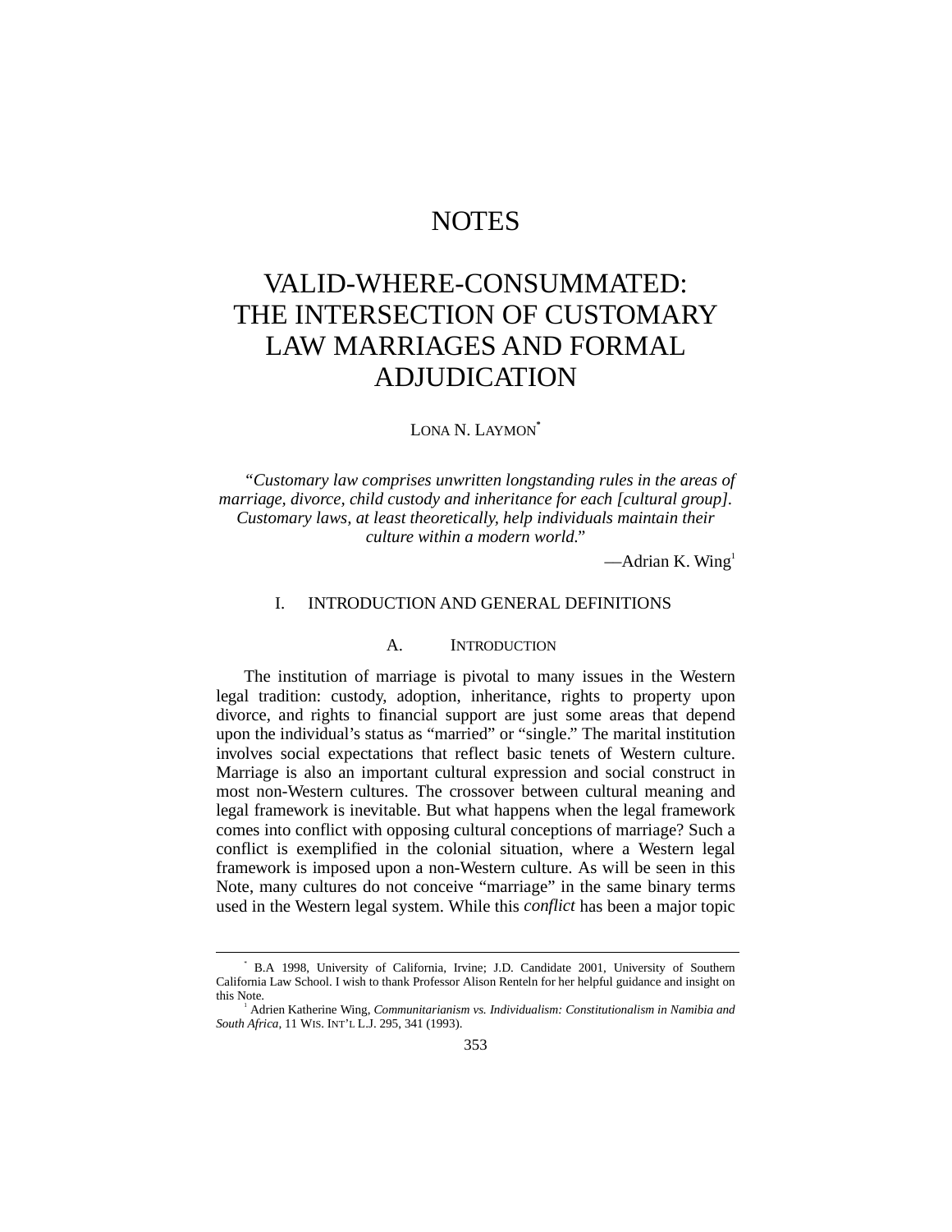# NOTES

# VALID-WHERE-CONSUMMATED: THE INTERSECTION OF CUSTOMARY LAW MARRIAGES AND FORMAL ADJUDICATION

LONA N. LAYMON[*]

> *"Customary law comprises unwritten longstanding rules in the areas of marriage, divorce, child custody and inheritance for each [cultural group]. Customary laws, at least theoretically, help individuals maintain their culture within a modern world."*
>
> —Adrian K. Wing[1]

## I. INTRODUCTION AND GENERAL DEFINITIONS

### A. INTRODUCTION

The institution of marriage is pivotal to many issues in the Western legal tradition: custody, adoption, inheritance, rights to property upon divorce, and rights to financial support are just some areas that depend upon the individual's status as "married" or "single." The marital institution involves social expectations that reflect basic tenets of Western culture. Marriage is also an important cultural expression and social construct in most non-Western cultures. The crossover between cultural meaning and legal framework is inevitable. But what happens when the legal framework comes into conflict with opposing cultural conceptions of marriage? Such a conflict is exemplified in the colonial situation, where a Western legal framework is imposed upon a non-Western culture. As will be seen in this Note, many cultures do not conceive "marriage" in the same binary terms used in the Western legal system. While this *conflict* has been a major topic

---

[*] B.A 1998, University of California, Irvine; J.D. Candidate 2001, University of Southern California Law School. I wish to thank Professor Alison Renteln for her helpful guidance and insight on this Note.

[1] Adrien Katherine Wing, *Communitarianism vs. Individualism: Constitutionalism in Namibia and South Africa*, 11 WIS. INT'L L.J. 295, 341 (1993).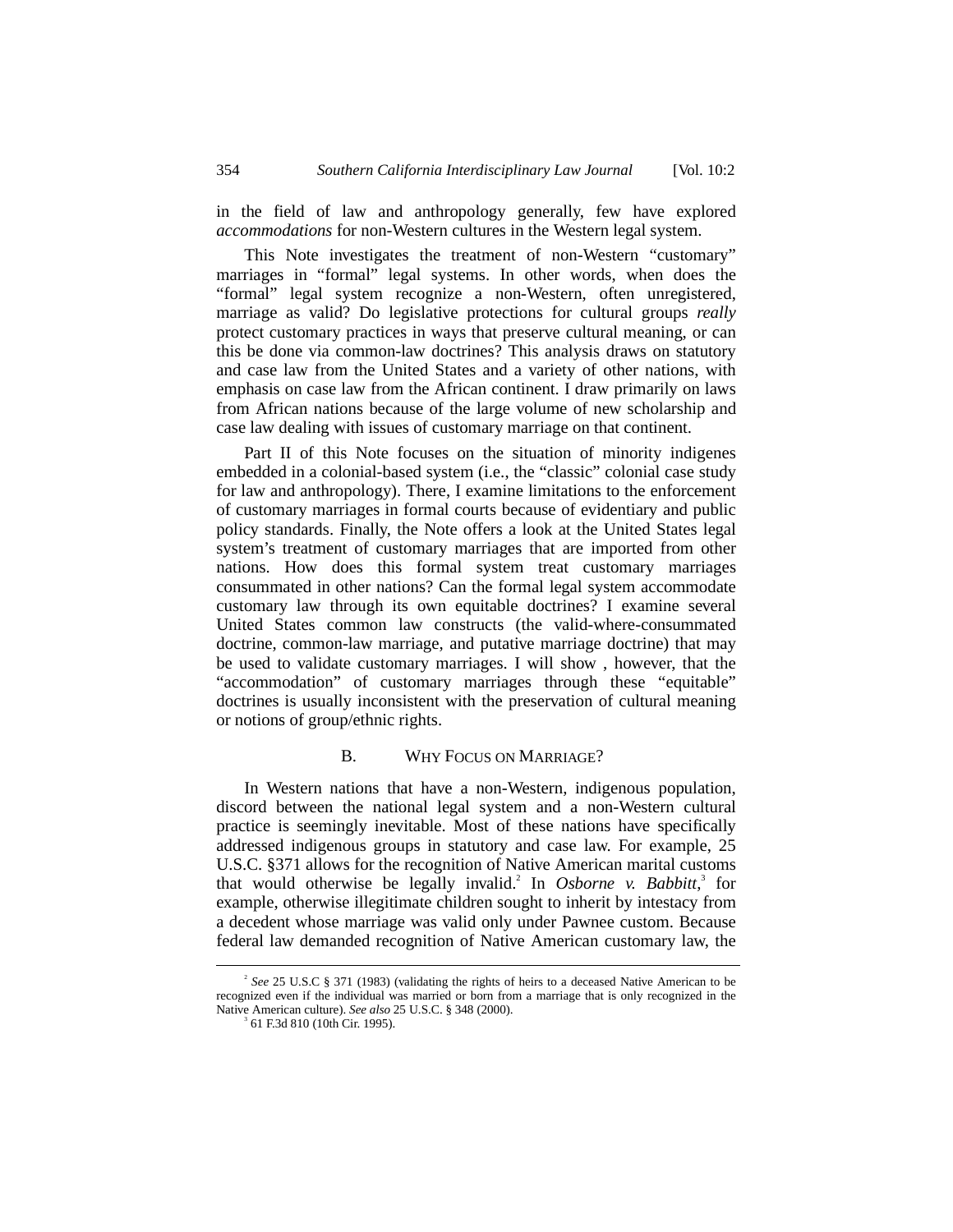in the field of law and anthropology generally, few have explored *accommodations* for non-Western cultures in the Western legal system.

This Note investigates the treatment of non-Western "customary" marriages in "formal" legal systems. In other words, when does the "formal" legal system recognize a non-Western, often unregistered, marriage as valid? Do legislative protections for cultural groups *really* protect customary practices in ways that preserve cultural meaning, or can this be done via common-law doctrines? This analysis draws on statutory and case law from the United States and a variety of other nations, with emphasis on case law from the African continent. I draw primarily on laws from African nations because of the large volume of new scholarship and case law dealing with issues of customary marriage on that continent.

Part II of this Note focuses on the situation of minority indigenes embedded in a colonial-based system (i.e., the "classic" colonial case study for law and anthropology). There, I examine limitations to the enforcement of customary marriages in formal courts because of evidentiary and public policy standards. Finally, the Note offers a look at the United States legal system's treatment of customary marriages that are imported from other nations. How does this formal system treat customary marriages consummated in other nations? Can the formal legal system accommodate customary law through its own equitable doctrines? I examine several United States common law constructs (the valid-where-consummated doctrine, common-law marriage, and putative marriage doctrine) that may be used to validate customary marriages. I will show , however, that the "accommodation" of customary marriages through these "equitable" doctrines is usually inconsistent with the preservation of cultural meaning or notions of group/ethnic rights.

### B. Why Focus on Marriage?

In Western nations that have a non-Western, indigenous population, discord between the national legal system and a non-Western cultural practice is seemingly inevitable. Most of these nations have specifically addressed indigenous groups in statutory and case law. For example, 25 U.S.C. §371 allows for the recognition of Native American marital customs that would otherwise be legally invalid.[2] In *Osborne v. Babbitt*,[3] for example, otherwise illegitimate children sought to inherit by intestacy from a decedent whose marriage was valid only under Pawnee custom. Because federal law demanded recognition of Native American customary law, the

---

[2] *See* 25 U.S.C § 371 (1983) (validating the rights of heirs to a deceased Native American to be recognized even if the individual was married or born from a marriage that is only recognized in the Native American culture). *See also* 25 U.S.C. § 348 (2000).

[3] 61 F.3d 810 (10th Cir. 1995).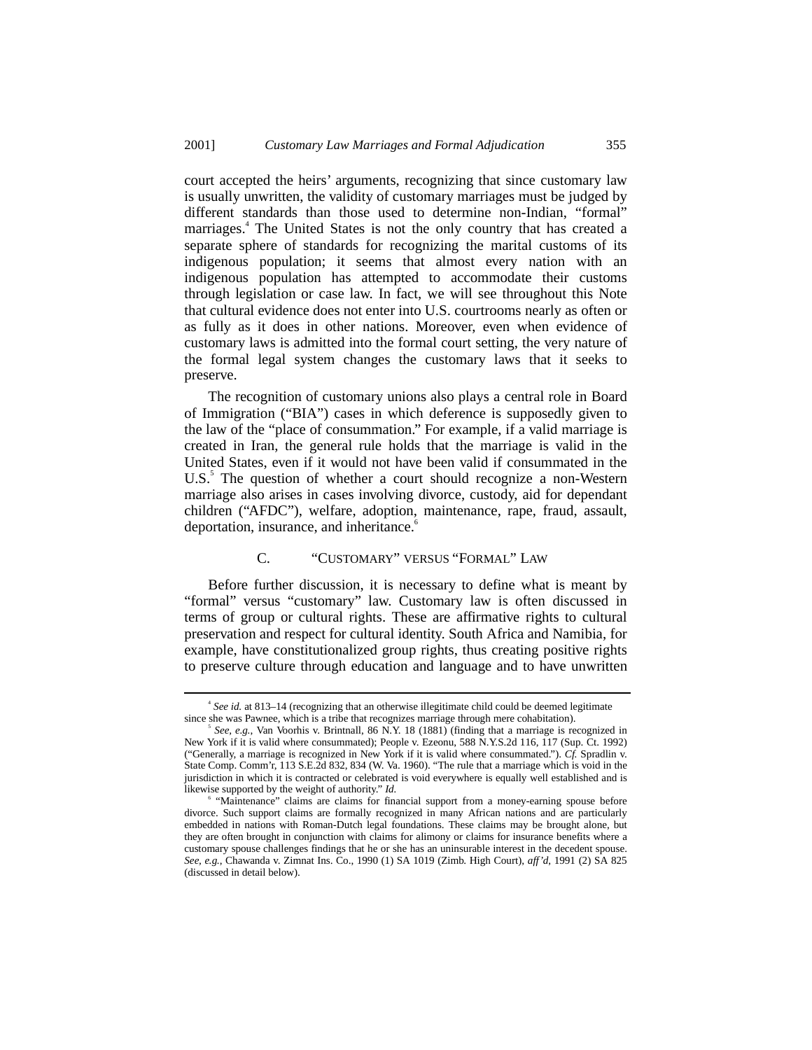court accepted the heirs' arguments, recognizing that since customary law is usually unwritten, the validity of customary marriages must be judged by different standards than those used to determine non-Indian, "formal" marriages.[4] The United States is not the only country that has created a separate sphere of standards for recognizing the marital customs of its indigenous population; it seems that almost every nation with an indigenous population has attempted to accommodate their customs through legislation or case law. In fact, we will see throughout this Note that cultural evidence does not enter into U.S. courtrooms nearly as often or as fully as it does in other nations. Moreover, even when evidence of customary laws is admitted into the formal court setting, the very nature of the formal legal system changes the customary laws that it seeks to preserve.

The recognition of customary unions also plays a central role in Board of Immigration ("BIA") cases in which deference is supposedly given to the law of the "place of consummation." For example, if a valid marriage is created in Iran, the general rule holds that the marriage is valid in the United States, even if it would not have been valid if consummated in the U.S.[5] The question of whether a court should recognize a non-Western marriage also arises in cases involving divorce, custody, aid for dependant children ("AFDC"), welfare, adoption, maintenance, rape, fraud, assault, deportation, insurance, and inheritance.[6]

### C. "Customary" versus "Formal" Law

Before further discussion, it is necessary to define what is meant by "formal" versus "customary" law. Customary law is often discussed in terms of group or cultural rights. These are affirmative rights to cultural preservation and respect for cultural identity. South Africa and Namibia, for example, have constitutionalized group rights, thus creating positive rights to preserve culture through education and language and to have unwritten

---

[4] *See id.* at 813–14 (recognizing that an otherwise illegitimate child could be deemed legitimate since she was Pawnee, which is a tribe that recognizes marriage through mere cohabitation).

[5] *See, e.g.*, Van Voorhis v. Brintnall, 86 N.Y. 18 (1881) (finding that a marriage is recognized in New York if it is valid where consummated); People v. Ezeonu, 588 N.Y.S.2d 116, 117 (Sup. Ct. 1992) ("Generally, a marriage is recognized in New York if it is valid where consummated."). *Cf.* Spradlin v. State Comp. Comm'r, 113 S.E.2d 832, 834 (W. Va. 1960). "The rule that a marriage which is void in the jurisdiction in which it is contracted or celebrated is void everywhere is equally well established and is likewise supported by the weight of authority." *Id.*

[6] "Maintenance" claims are claims for financial support from a money-earning spouse before divorce. Such support claims are formally recognized in many African nations and are particularly embedded in nations with Roman-Dutch legal foundations. These claims may be brought alone, but they are often brought in conjunction with claims for alimony or claims for insurance benefits where a customary spouse challenges findings that he or she has an uninsurable interest in the decedent spouse. *See, e.g.*, Chawanda v. Zimnat Ins. Co., 1990 (1) SA 1019 (Zimb. High Court), *aff'd*, 1991 (2) SA 825 (discussed in detail below).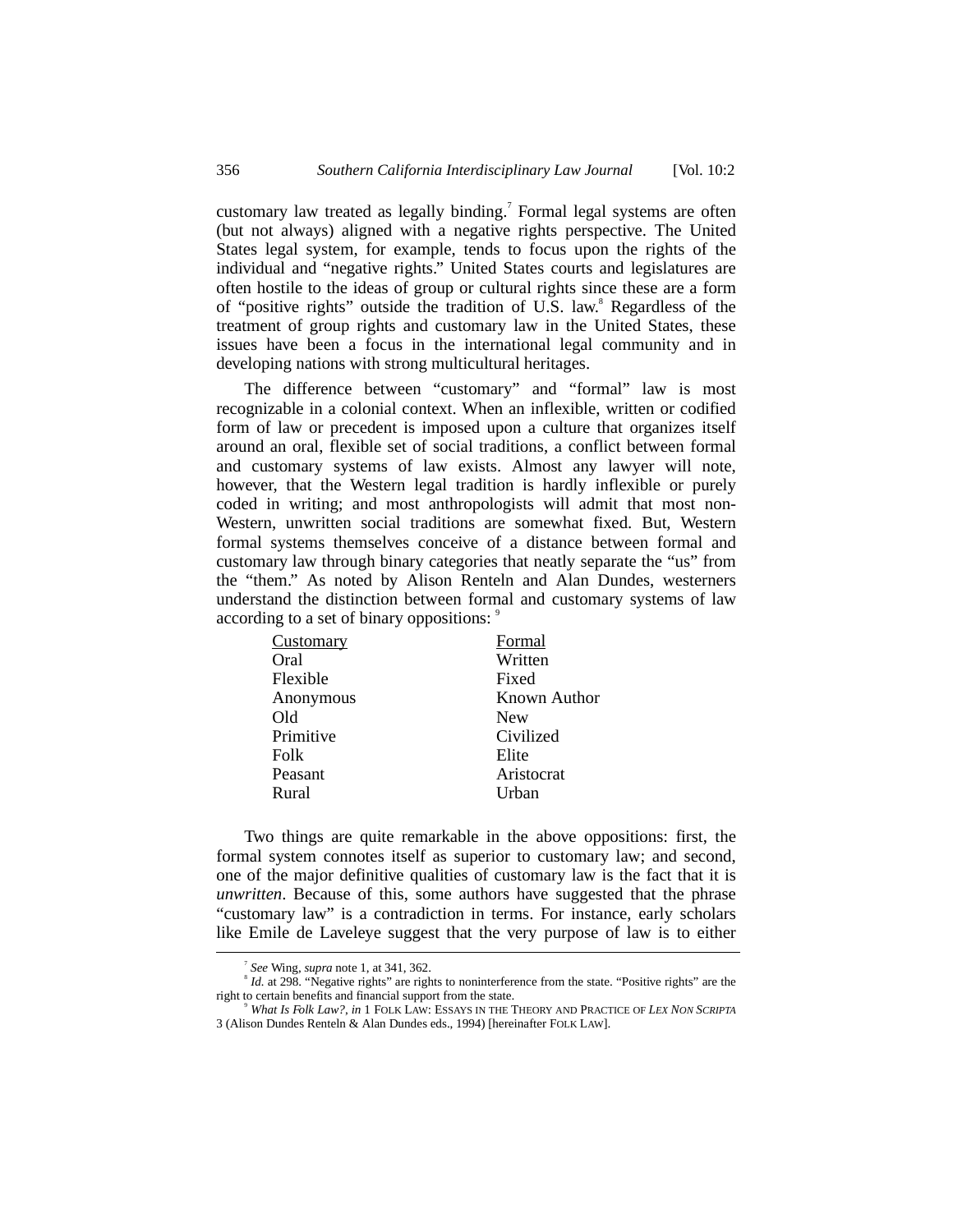customary law treated as legally binding.[7] Formal legal systems are often (but not always) aligned with a negative rights perspective. The United States legal system, for example, tends to focus upon the rights of the individual and "negative rights." United States courts and legislatures are often hostile to the ideas of group or cultural rights since these are a form of "positive rights" outside the tradition of U.S. law.[8] Regardless of the treatment of group rights and customary law in the United States, these issues have been a focus in the international legal community and in developing nations with strong multicultural heritages.

The difference between "customary" and "formal" law is most recognizable in a colonial context. When an inflexible, written or codified form of law or precedent is imposed upon a culture that organizes itself around an oral, flexible set of social traditions, a conflict between formal and customary systems of law exists. Almost any lawyer will note, however, that the Western legal tradition is hardly inflexible or purely coded in writing; and most anthropologists will admit that most non-Western, unwritten social traditions are somewhat fixed. But, Western formal systems themselves conceive of a distance between formal and customary law through binary categories that neatly separate the "us" from the "them." As noted by Alison Renteln and Alan Dundes, westerners understand the distinction between formal and customary systems of law according to a set of binary oppositions: [9]

| Customary | Formal |
|---|---|
| Oral | Written |
| Flexible | Fixed |
| Anonymous | Known Author |
| Old | New |
| Primitive | Civilized |
| Folk | Elite |
| Peasant | Aristocrat |
| Rural | Urban |

Two things are quite remarkable in the above oppositions: first, the formal system connotes itself as superior to customary law; and second, one of the major definitive qualities of customary law is the fact that it is *unwritten*. Because of this, some authors have suggested that the phrase "customary law" is a contradiction in terms. For instance, early scholars like Emile de Laveleye suggest that the very purpose of law is to either

---

[7] *See* Wing, *supra* note 1, at 341, 362.

[8] *Id.* at 298. "Negative rights" are rights to noninterference from the state. "Positive rights" are the right to certain benefits and financial support from the state.

[9] *What Is Folk Law?*, *in* 1 FOLK LAW: ESSAYS IN THE THEORY AND PRACTICE OF *LEX NON SCRIPTA* 3 (Alison Dundes Renteln & Alan Dundes eds., 1994) [hereinafter FOLK LAW].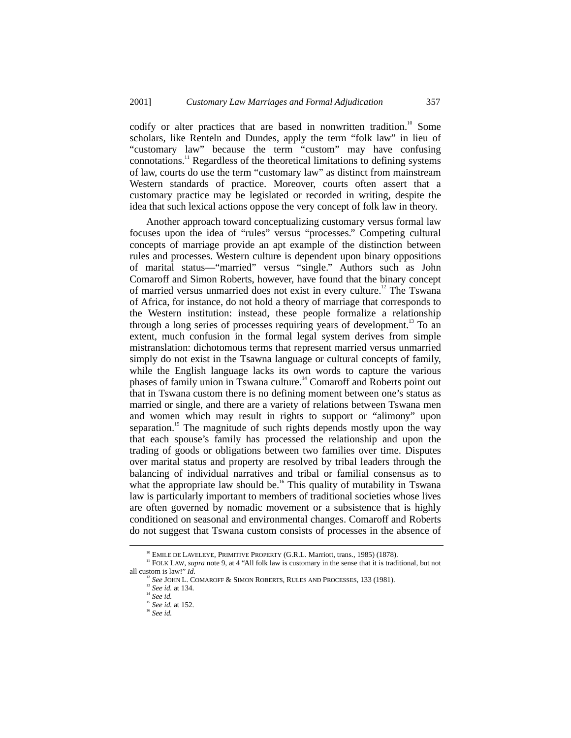codify or alter practices that are based in nonwritten tradition.[10] Some scholars, like Renteln and Dundes, apply the term "folk law" in lieu of "customary law" because the term "custom" may have confusing connotations.[11] Regardless of the theoretical limitations to defining systems of law, courts do use the term "customary law" as distinct from mainstream Western standards of practice. Moreover, courts often assert that a customary practice may be legislated or recorded in writing, despite the idea that such lexical actions oppose the very concept of folk law in theory.

Another approach toward conceptualizing customary versus formal law focuses upon the idea of "rules" versus "processes." Competing cultural concepts of marriage provide an apt example of the distinction between rules and processes. Western culture is dependent upon binary oppositions of marital status—"married" versus "single." Authors such as John Comaroff and Simon Roberts, however, have found that the binary concept of married versus unmarried does not exist in every culture.[12] The Tswana of Africa, for instance, do not hold a theory of marriage that corresponds to the Western institution: instead, these people formalize a relationship through a long series of processes requiring years of development.[13] To an extent, much confusion in the formal legal system derives from simple mistranslation: dichotomous terms that represent married versus unmarried simply do not exist in the Tsawna language or cultural concepts of family, while the English language lacks its own words to capture the various phases of family union in Tswana culture.[14] Comaroff and Roberts point out that in Tswana custom there is no defining moment between one's status as married or single, and there are a variety of relations between Tswana men and women which may result in rights to support or "alimony" upon separation.[15] The magnitude of such rights depends mostly upon the way that each spouse's family has processed the relationship and upon the trading of goods or obligations between two families over time. Disputes over marital status and property are resolved by tribal leaders through the balancing of individual narratives and tribal or familial consensus as to what the appropriate law should be.[16] This quality of mutability in Tswana law is particularly important to members of traditional societies whose lives are often governed by nomadic movement or a subsistence that is highly conditioned on seasonal and environmental changes. Comaroff and Roberts do not suggest that Tswana custom consists of processes in the absence of

---

[10] EMILE DE LAVELEYE, PRIMITIVE PROPERTY (G.R.L. Marriott, trans., 1985) (1878).

[11] FOLK LAW, *supra* note 9, at 4 "All folk law is customary in the sense that it is traditional, but not all custom is law!" *Id.*

[12] *See* JOHN L. COMAROFF & SIMON ROBERTS, RULES AND PROCESSES, 133 (1981).

[13] *See id.* at 134.

[14] *See id.*

[15] *See id.* at 152.

[16] *See id.*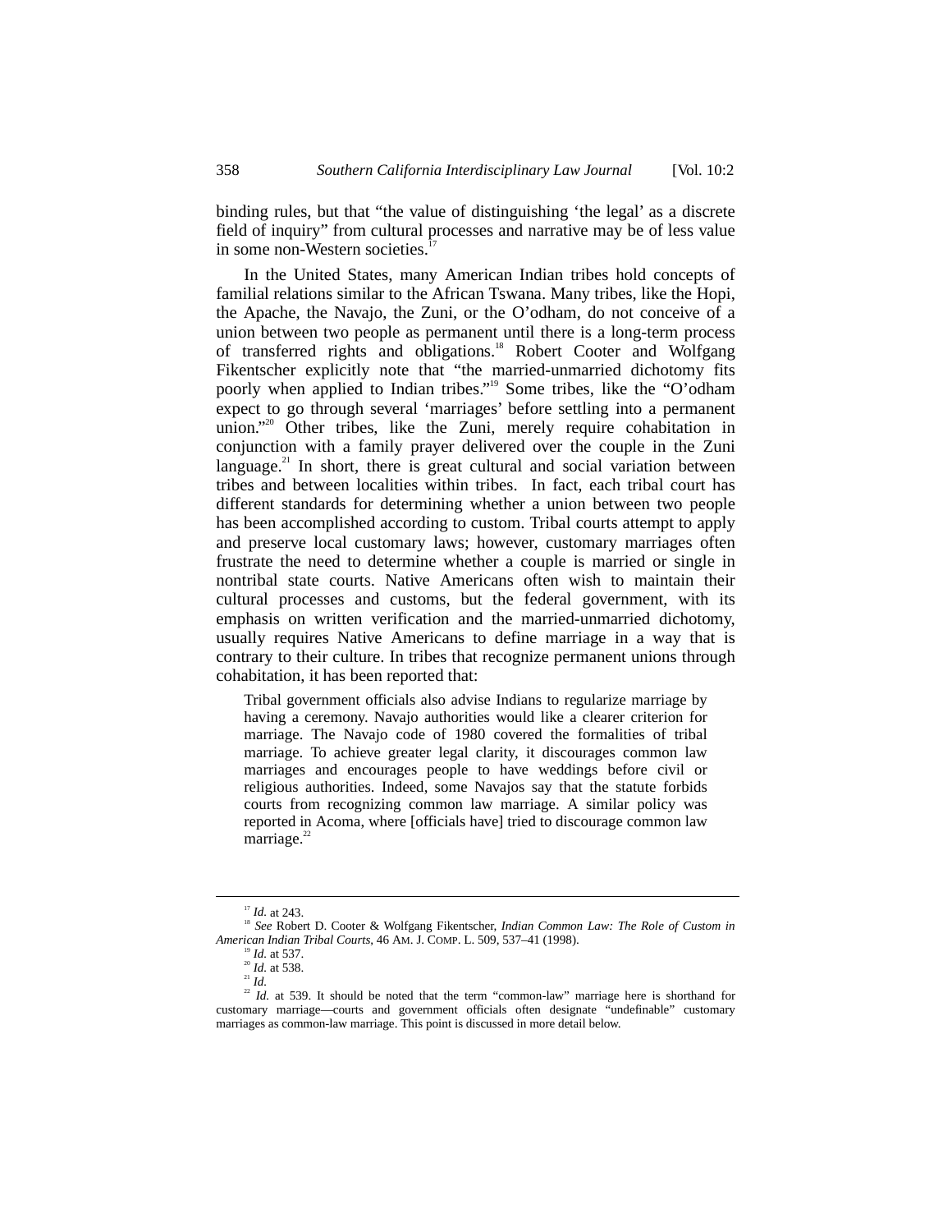binding rules, but that "the value of distinguishing 'the legal' as a discrete field of inquiry" from cultural processes and narrative may be of less value in some non-Western societies.[17]

In the United States, many American Indian tribes hold concepts of familial relations similar to the African Tswana. Many tribes, like the Hopi, the Apache, the Navajo, the Zuni, or the O'odham, do not conceive of a union between two people as permanent until there is a long-term process of transferred rights and obligations.[18] Robert Cooter and Wolfgang Fikentscher explicitly note that "the married-unmarried dichotomy fits poorly when applied to Indian tribes."[19] Some tribes, like the "O'odham expect to go through several 'marriages' before settling into a permanent union."[20] Other tribes, like the Zuni, merely require cohabitation in conjunction with a family prayer delivered over the couple in the Zuni language.[21] In short, there is great cultural and social variation between tribes and between localities within tribes. In fact, each tribal court has different standards for determining whether a union between two people has been accomplished according to custom. Tribal courts attempt to apply and preserve local customary laws; however, customary marriages often frustrate the need to determine whether a couple is married or single in nontribal state courts. Native Americans often wish to maintain their cultural processes and customs, but the federal government, with its emphasis on written verification and the married-unmarried dichotomy, usually requires Native Americans to define marriage in a way that is contrary to their culture. In tribes that recognize permanent unions through cohabitation, it has been reported that:

> Tribal government officials also advise Indians to regularize marriage by having a ceremony. Navajo authorities would like a clearer criterion for marriage. The Navajo code of 1980 covered the formalities of tribal marriage. To achieve greater legal clarity, it discourages common law marriages and encourages people to have weddings before civil or religious authorities. Indeed, some Navajos say that the statute forbids courts from recognizing common law marriage. A similar policy was reported in Acoma, where [officials have] tried to discourage common law marriage.[22]

---

[17] *Id.* at 243.

[18] *See* Robert D. Cooter & Wolfgang Fikentscher, *Indian Common Law: The Role of Custom in American Indian Tribal Courts*, 46 AM. J. COMP. L. 509, 537–41 (1998).

[19] *Id.* at 537.

[20] *Id.* at 538.

[21] *Id.*

[22] *Id.* at 539. It should be noted that the term "common-law" marriage here is shorthand for customary marriage—courts and government officials often designate "undefinable" customary marriages as common-law marriage. This point is discussed in more detail below.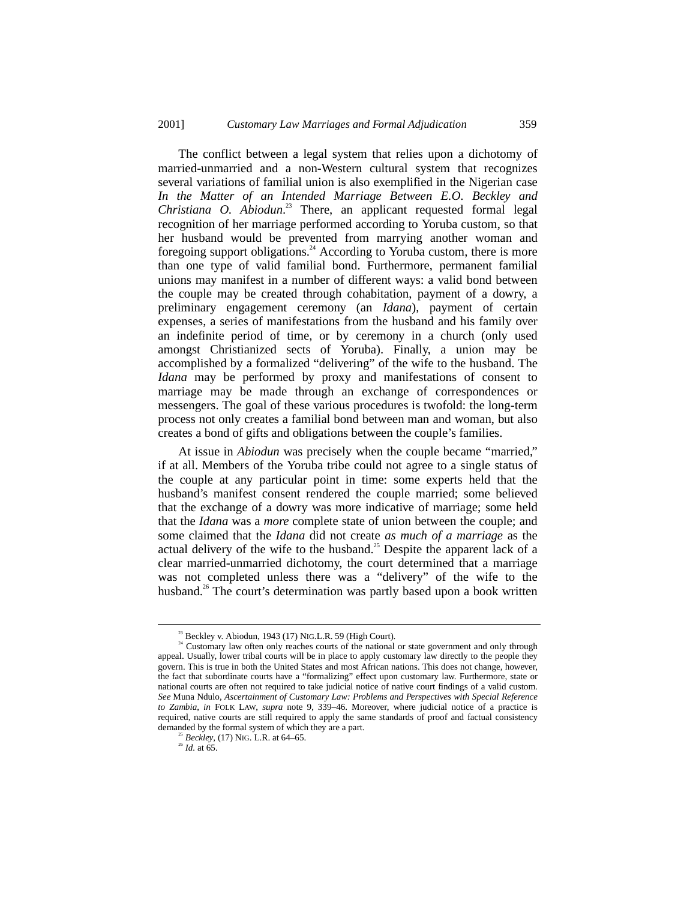The conflict between a legal system that relies upon a dichotomy of married-unmarried and a non-Western cultural system that recognizes several variations of familial union is also exemplified in the Nigerian case *In the Matter of an Intended Marriage Between E.O. Beckley and Christiana O. Abiodun*.[23] There, an applicant requested formal legal recognition of her marriage performed according to Yoruba custom, so that her husband would be prevented from marrying another woman and foregoing support obligations.[24] According to Yoruba custom, there is more than one type of valid familial bond. Furthermore, permanent familial unions may manifest in a number of different ways: a valid bond between the couple may be created through cohabitation, payment of a dowry, a preliminary engagement ceremony (an *Idana*), payment of certain expenses, a series of manifestations from the husband and his family over an indefinite period of time, or by ceremony in a church (only used amongst Christianized sects of Yoruba). Finally, a union may be accomplished by a formalized "delivering" of the wife to the husband. The *Idana* may be performed by proxy and manifestations of consent to marriage may be made through an exchange of correspondences or messengers. The goal of these various procedures is twofold: the long-term process not only creates a familial bond between man and woman, but also creates a bond of gifts and obligations between the couple's families.

At issue in *Abiodun* was precisely when the couple became "married," if at all. Members of the Yoruba tribe could not agree to a single status of the couple at any particular point in time: some experts held that the husband's manifest consent rendered the couple married; some believed that the exchange of a dowry was more indicative of marriage; some held that the *Idana* was a *more* complete state of union between the couple; and some claimed that the *Idana* did not create *as much of a marriage* as the actual delivery of the wife to the husband.[25] Despite the apparent lack of a clear married-unmarried dichotomy, the court determined that a marriage was not completed unless there was a "delivery" of the wife to the husband.[26] The court's determination was partly based upon a book written

---

[23] Beckley v. Abiodun, 1943 (17) NIG.L.R. 59 (High Court).

[24] Customary law often only reaches courts of the national or state government and only through appeal. Usually, lower tribal courts will be in place to apply customary law directly to the people they govern. This is true in both the United States and most African nations. This does not change, however, the fact that subordinate courts have a "formalizing" effect upon customary law. Furthermore, state or national courts are often not required to take judicial notice of native court findings of a valid custom. *See* Muna Ndulo, *Ascertainment of Customary Law: Problems and Perspectives with Special Reference to Zambia*, *in* FOLK LAW, *supra* note 9, 339–46. Moreover, where judicial notice of a practice is required, native courts are still required to apply the same standards of proof and factual consistency demanded by the formal system of which they are a part.

[25] *Beckley*, (17) NIG. L.R. at 64–65.

[26] *Id.* at 65.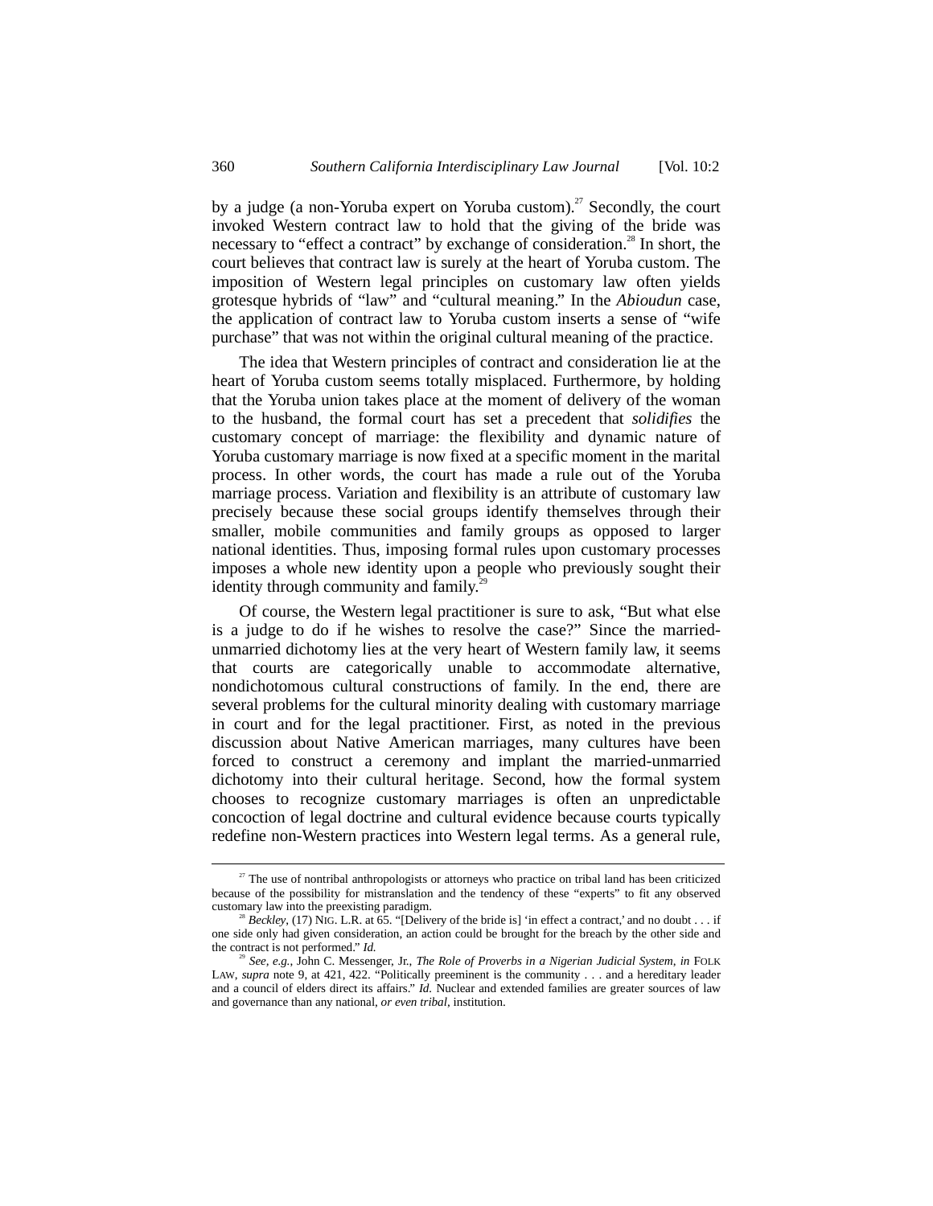by a judge (a non-Yoruba expert on Yoruba custom).[27] Secondly, the court invoked Western contract law to hold that the giving of the bride was necessary to "effect a contract" by exchange of consideration.[28] In short, the court believes that contract law is surely at the heart of Yoruba custom. The imposition of Western legal principles on customary law often yields grotesque hybrids of "law" and "cultural meaning." In the *Abioudun* case, the application of contract law to Yoruba custom inserts a sense of "wife purchase" that was not within the original cultural meaning of the practice.

The idea that Western principles of contract and consideration lie at the heart of Yoruba custom seems totally misplaced. Furthermore, by holding that the Yoruba union takes place at the moment of delivery of the woman to the husband, the formal court has set a precedent that *solidifies* the customary concept of marriage: the flexibility and dynamic nature of Yoruba customary marriage is now fixed at a specific moment in the marital process. In other words, the court has made a rule out of the Yoruba marriage process. Variation and flexibility is an attribute of customary law precisely because these social groups identify themselves through their smaller, mobile communities and family groups as opposed to larger national identities. Thus, imposing formal rules upon customary processes imposes a whole new identity upon a people who previously sought their identity through community and family.[29]

Of course, the Western legal practitioner is sure to ask, "But what else is a judge to do if he wishes to resolve the case?" Since the married-unmarried dichotomy lies at the very heart of Western family law, it seems that courts are categorically unable to accommodate alternative, nondichotomous cultural constructions of family. In the end, there are several problems for the cultural minority dealing with customary marriage in court and for the legal practitioner. First, as noted in the previous discussion about Native American marriages, many cultures have been forced to construct a ceremony and implant the married-unmarried dichotomy into their cultural heritage. Second, how the formal system chooses to recognize customary marriages is often an unpredictable concoction of legal doctrine and cultural evidence because courts typically redefine non-Western practices into Western legal terms. As a general rule,

---

[27] The use of nontribal anthropologists or attorneys who practice on tribal land has been criticized because of the possibility for mistranslation and the tendency of these "experts" to fit any observed customary law into the preexisting paradigm.

[28] *Beckley*, (17) NIG. L.R. at 65. "[Delivery of the bride is] 'in effect a contract,' and no doubt . . . if one side only had given consideration, an action could be brought for the breach by the other side and the contract is not performed." *Id.*

[29] *See, e.g.*, John C. Messenger, Jr., *The Role of Proverbs in a Nigerian Judicial System*, *in* FOLK LAW, *supra* note 9, at 421, 422. "Politically preeminent is the community . . . and a hereditary leader and a council of elders direct its affairs." *Id.* Nuclear and extended families are greater sources of law and governance than any national, *or even tribal*, institution.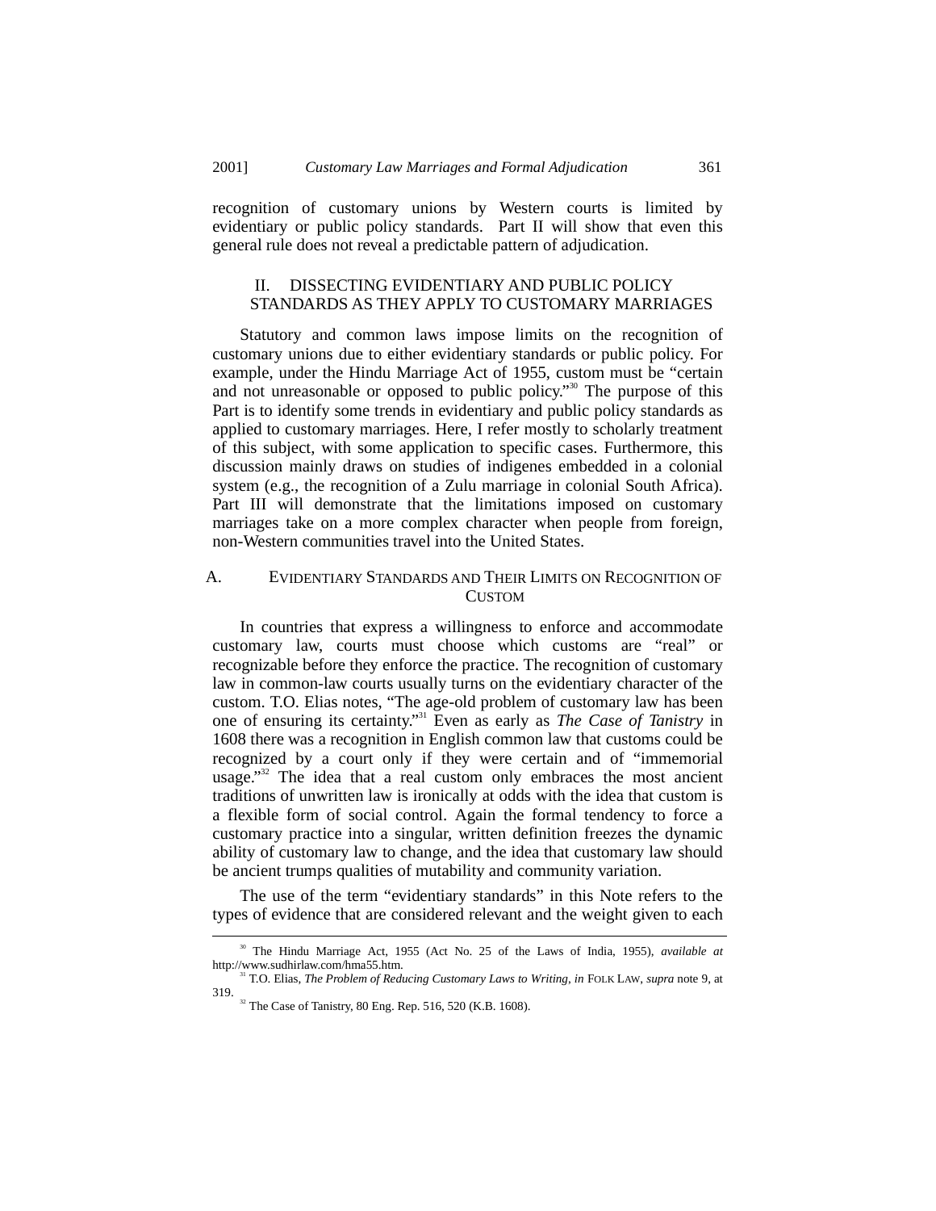recognition of customary unions by Western courts is limited by evidentiary or public policy standards. Part II will show that even this general rule does not reveal a predictable pattern of adjudication.

## II. DISSECTING EVIDENTIARY AND PUBLIC POLICY STANDARDS AS THEY APPLY TO CUSTOMARY MARRIAGES

Statutory and common laws impose limits on the recognition of customary unions due to either evidentiary standards or public policy. For example, under the Hindu Marriage Act of 1955, custom must be "certain and not unreasonable or opposed to public policy."[30] The purpose of this Part is to identify some trends in evidentiary and public policy standards as applied to customary marriages. Here, I refer mostly to scholarly treatment of this subject, with some application to specific cases. Furthermore, this discussion mainly draws on studies of indigenes embedded in a colonial system (e.g., the recognition of a Zulu marriage in colonial South Africa). Part III will demonstrate that the limitations imposed on customary marriages take on a more complex character when people from foreign, non-Western communities travel into the United States.

### A. EVIDENTIARY STANDARDS AND THEIR LIMITS ON RECOGNITION OF CUSTOM

In countries that express a willingness to enforce and accommodate customary law, courts must choose which customs are "real" or recognizable before they enforce the practice. The recognition of customary law in common-law courts usually turns on the evidentiary character of the custom. T.O. Elias notes, "The age-old problem of customary law has been one of ensuring its certainty."[31] Even as early as *The Case of Tanistry* in 1608 there was a recognition in English common law that customs could be recognized by a court only if they were certain and of "immemorial usage."[32] The idea that a real custom only embraces the most ancient traditions of unwritten law is ironically at odds with the idea that custom is a flexible form of social control. Again the formal tendency to force a customary practice into a singular, written definition freezes the dynamic ability of customary law to change, and the idea that customary law should be ancient trumps qualities of mutability and community variation.

The use of the term "evidentiary standards" in this Note refers to the types of evidence that are considered relevant and the weight given to each

---

[30] The Hindu Marriage Act, 1955 (Act No. 25 of the Laws of India, 1955), *available at* http://www.sudhirlaw.com/hma55.htm.

[31] T.O. Elias, *The Problem of Reducing Customary Laws to Writing*, *in* FOLK LAW, *supra* note 9, at 319.

[32] The Case of Tanistry, 80 Eng. Rep. 516, 520 (K.B. 1608).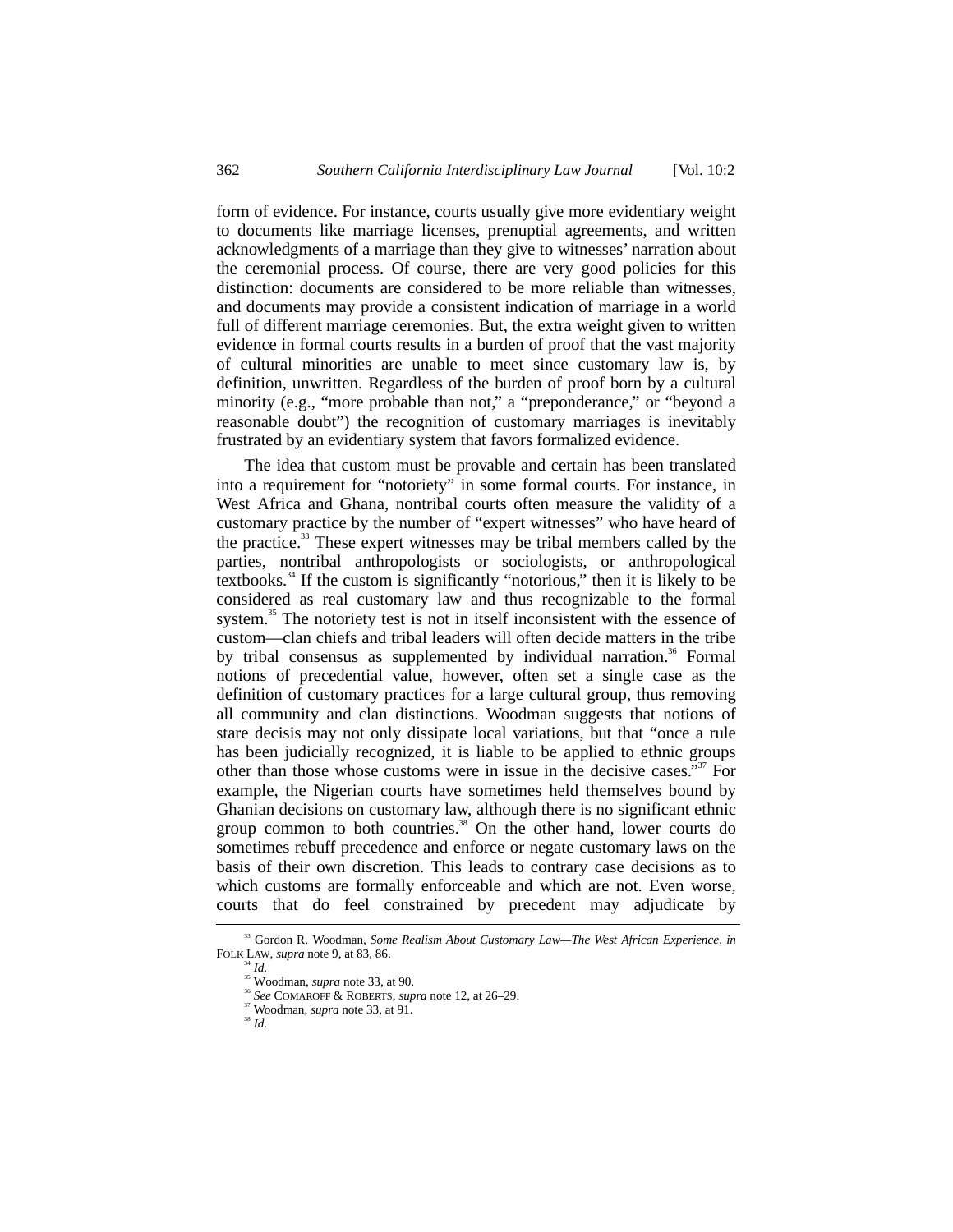form of evidence. For instance, courts usually give more evidentiary weight to documents like marriage licenses, prenuptial agreements, and written acknowledgments of a marriage than they give to witnesses' narration about the ceremonial process. Of course, there are very good policies for this distinction: documents are considered to be more reliable than witnesses, and documents may provide a consistent indication of marriage in a world full of different marriage ceremonies. But, the extra weight given to written evidence in formal courts results in a burden of proof that the vast majority of cultural minorities are unable to meet since customary law is, by definition, unwritten. Regardless of the burden of proof born by a cultural minority (e.g., "more probable than not," a "preponderance," or "beyond a reasonable doubt") the recognition of customary marriages is inevitably frustrated by an evidentiary system that favors formalized evidence.

The idea that custom must be provable and certain has been translated into a requirement for "notoriety" in some formal courts. For instance, in West Africa and Ghana, nontribal courts often measure the validity of a customary practice by the number of "expert witnesses" who have heard of the practice.[33] These expert witnesses may be tribal members called by the parties, nontribal anthropologists or sociologists, or anthropological textbooks.[34] If the custom is significantly "notorious," then it is likely to be considered as real customary law and thus recognizable to the formal system.[35] The notoriety test is not in itself inconsistent with the essence of custom—clan chiefs and tribal leaders will often decide matters in the tribe by tribal consensus as supplemented by individual narration.[36] Formal notions of precedential value, however, often set a single case as the definition of customary practices for a large cultural group, thus removing all community and clan distinctions. Woodman suggests that notions of stare decisis may not only dissipate local variations, but that "once a rule has been judicially recognized, it is liable to be applied to ethnic groups other than those whose customs were in issue in the decisive cases."[37] For example, the Nigerian courts have sometimes held themselves bound by Ghanian decisions on customary law, although there is no significant ethnic group common to both countries.[38] On the other hand, lower courts do sometimes rebuff precedence and enforce or negate customary laws on the basis of their own discretion. This leads to contrary case decisions as to which customs are formally enforceable and which are not. Even worse, courts that do feel constrained by precedent may adjudicate by

---

[33] Gordon R. Woodman, *Some Realism About Customary Law—The West African Experience*, *in* FOLK LAW, *supra* note 9, at 83, 86.

[34] *Id.*

[35] Woodman, *supra* note 33, at 90.

[36] *See* COMAROFF & ROBERTS, *supra* note 12, at 26–29.

[37] Woodman, *supra* note 33, at 91.

[38] *Id.*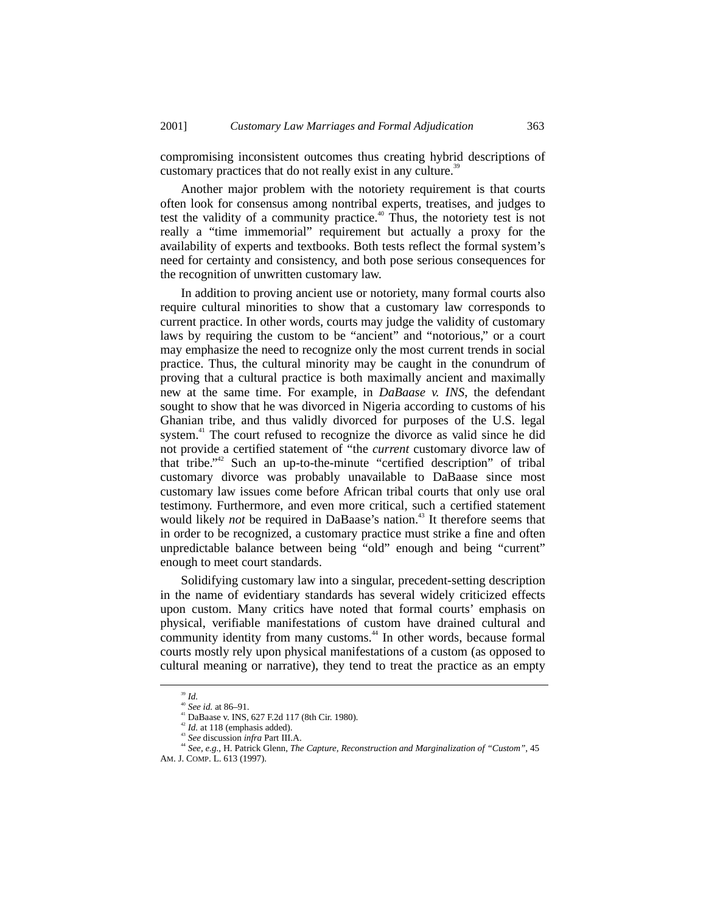compromising inconsistent outcomes thus creating hybrid descriptions of customary practices that do not really exist in any culture.[39]

Another major problem with the notoriety requirement is that courts often look for consensus among nontribal experts, treatises, and judges to test the validity of a community practice.[40] Thus, the notoriety test is not really a "time immemorial" requirement but actually a proxy for the availability of experts and textbooks. Both tests reflect the formal system's need for certainty and consistency, and both pose serious consequences for the recognition of unwritten customary law.

In addition to proving ancient use or notoriety, many formal courts also require cultural minorities to show that a customary law corresponds to current practice. In other words, courts may judge the validity of customary laws by requiring the custom to be "ancient" and "notorious," or a court may emphasize the need to recognize only the most current trends in social practice. Thus, the cultural minority may be caught in the conundrum of proving that a cultural practice is both maximally ancient and maximally new at the same time. For example, in *DaBaase v. INS*, the defendant sought to show that he was divorced in Nigeria according to customs of his Ghanian tribe, and thus validly divorced for purposes of the U.S. legal system.[41] The court refused to recognize the divorce as valid since he did not provide a certified statement of "the *current* customary divorce law of that tribe."[42] Such an up-to-the-minute "certified description" of tribal customary divorce was probably unavailable to DaBaase since most customary law issues come before African tribal courts that only use oral testimony. Furthermore, and even more critical, such a certified statement would likely *not* be required in DaBaase's nation.[43] It therefore seems that in order to be recognized, a customary practice must strike a fine and often unpredictable balance between being "old" enough and being "current" enough to meet court standards.

Solidifying customary law into a singular, precedent-setting description in the name of evidentiary standards has several widely criticized effects upon custom. Many critics have noted that formal courts' emphasis on physical, verifiable manifestations of custom have drained cultural and community identity from many customs.[44] In other words, because formal courts mostly rely upon physical manifestations of a custom (as opposed to cultural meaning or narrative), they tend to treat the practice as an empty

---

[39] *Id.*

[40] *See id.* at 86–91.

[41] DaBaase v. INS, 627 F.2d 117 (8th Cir. 1980).

[42] *Id.* at 118 (emphasis added).

[43] *See* discussion *infra* Part III.A.

[44] *See, e.g.*, H. Patrick Glenn, *The Capture, Reconstruction and Marginalization of "Custom"*, 45 AM. J. COMP. L. 613 (1997).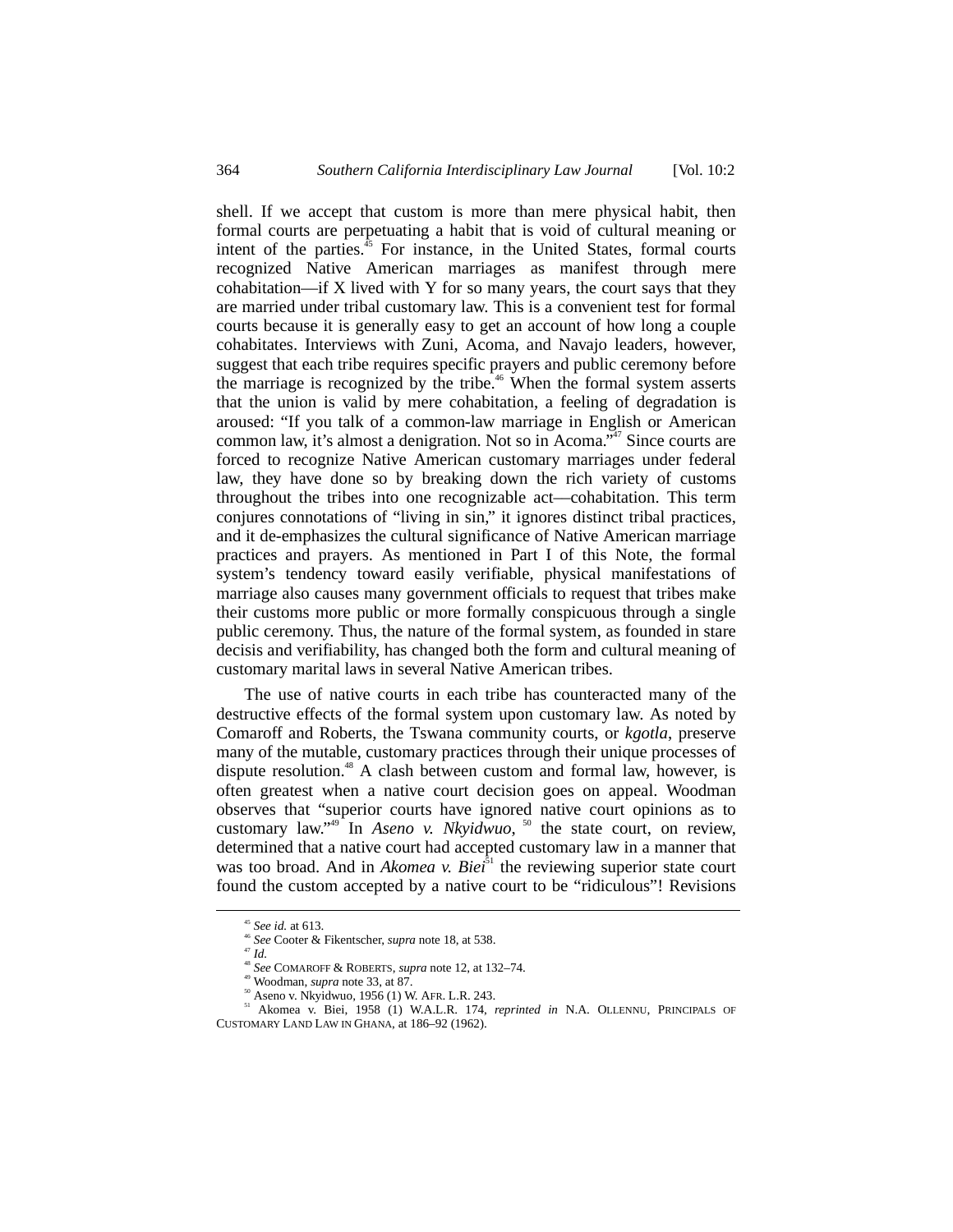shell. If we accept that custom is more than mere physical habit, then formal courts are perpetuating a habit that is void of cultural meaning or intent of the parties.[45] For instance, in the United States, formal courts recognized Native American marriages as manifest through mere cohabitation—if X lived with Y for so many years, the court says that they are married under tribal customary law. This is a convenient test for formal courts because it is generally easy to get an account of how long a couple cohabitates. Interviews with Zuni, Acoma, and Navajo leaders, however, suggest that each tribe requires specific prayers and public ceremony before the marriage is recognized by the tribe.[46] When the formal system asserts that the union is valid by mere cohabitation, a feeling of degradation is aroused: "If you talk of a common-law marriage in English or American common law, it's almost a denigration. Not so in Acoma."[47] Since courts are forced to recognize Native American customary marriages under federal law, they have done so by breaking down the rich variety of customs throughout the tribes into one recognizable act—cohabitation. This term conjures connotations of "living in sin," it ignores distinct tribal practices, and it de-emphasizes the cultural significance of Native American marriage practices and prayers. As mentioned in Part I of this Note, the formal system's tendency toward easily verifiable, physical manifestations of marriage also causes many government officials to request that tribes make their customs more public or more formally conspicuous through a single public ceremony. Thus, the nature of the formal system, as founded in stare decisis and verifiability, has changed both the form and cultural meaning of customary marital laws in several Native American tribes.

The use of native courts in each tribe has counteracted many of the destructive effects of the formal system upon customary law. As noted by Comaroff and Roberts, the Tswana community courts, or *kgotla*, preserve many of the mutable, customary practices through their unique processes of dispute resolution.[48] A clash between custom and formal law, however, is often greatest when a native court decision goes on appeal. Woodman observes that "superior courts have ignored native court opinions as to customary law."[49] In *Aseno v. Nkyidwuo*,[50] the state court, on review, determined that a native court had accepted customary law in a manner that was too broad. And in *Akomea v. Biei*[51] the reviewing superior state court found the custom accepted by a native court to be "ridiculous"! Revisions

---

[45] *See id.* at 613.

[46] *See* Cooter & Fikentscher, *supra* note 18, at 538.

[47] *Id.*

[48] *See* COMAROFF & ROBERTS, *supra* note 12, at 132–74.

[49] Woodman, *supra* note 33, at 87.

[50] Aseno v. Nkyidwuo, 1956 (1) W. AFR. L.R. 243.

[51] Akomea v. Biei, 1958 (1) W.A.L.R. 174, *reprinted in* N.A. OLLENNU, PRINCIPALS OF CUSTOMARY LAND LAW IN GHANA, at 186–92 (1962).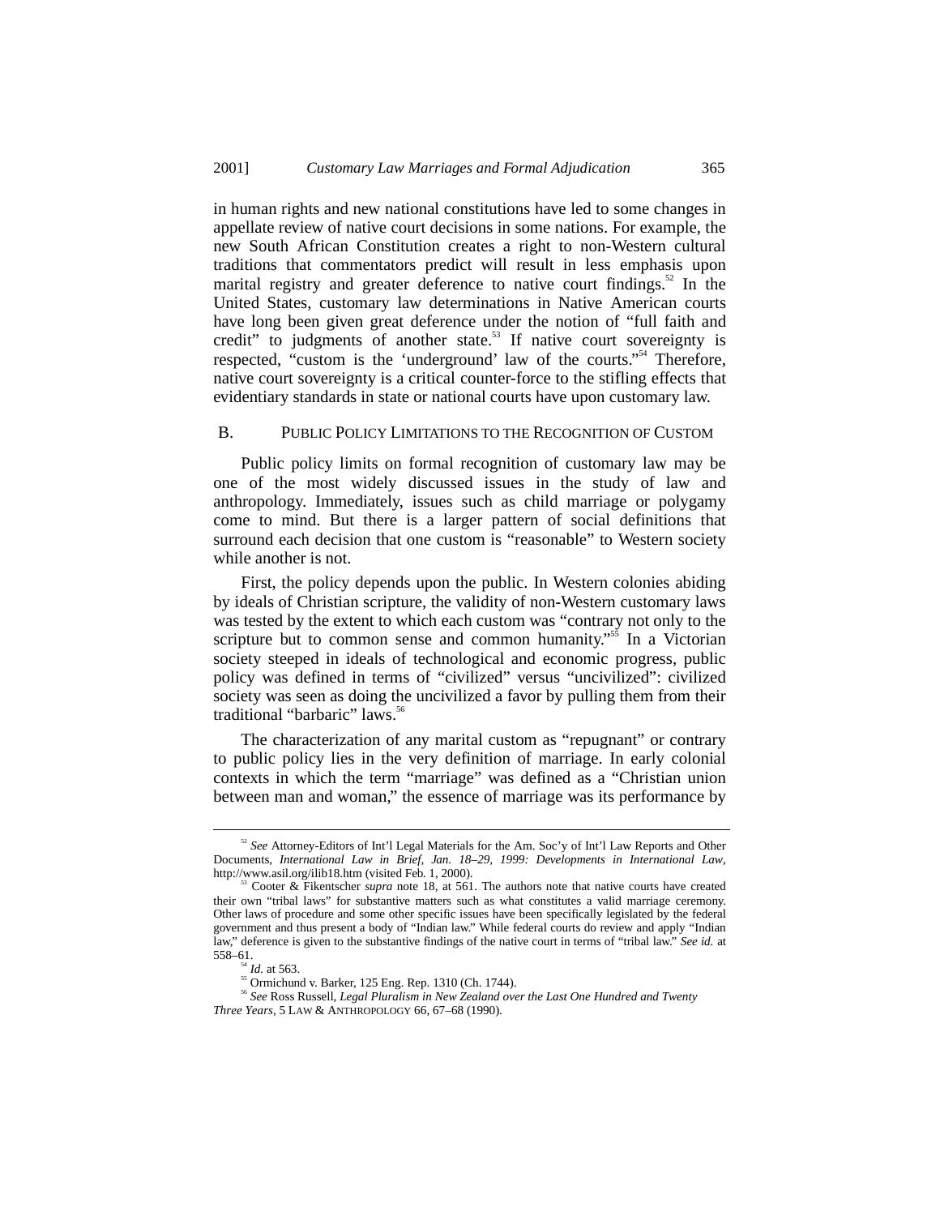in human rights and new national constitutions have led to some changes in appellate review of native court decisions in some nations. For example, the new South African Constitution creates a right to non-Western cultural traditions that commentators predict will result in less emphasis upon marital registry and greater deference to native court findings.[52] In the United States, customary law determinations in Native American courts have long been given great deference under the notion of "full faith and credit" to judgments of another state.[53] If native court sovereignty is respected, "custom is the 'underground' law of the courts."[54] Therefore, native court sovereignty is a critical counter-force to the stifling effects that evidentiary standards in state or national courts have upon customary law.

## B. PUBLIC POLICY LIMITATIONS TO THE RECOGNITION OF CUSTOM

Public policy limits on formal recognition of customary law may be one of the most widely discussed issues in the study of law and anthropology. Immediately, issues such as child marriage or polygamy come to mind. But there is a larger pattern of social definitions that surround each decision that one custom is "reasonable" to Western society while another is not.

First, the policy depends upon the public. In Western colonies abiding by ideals of Christian scripture, the validity of non-Western customary laws was tested by the extent to which each custom was "contrary not only to the scripture but to common sense and common humanity."[55] In a Victorian society steeped in ideals of technological and economic progress, public policy was defined in terms of "civilized" versus "uncivilized": civilized society was seen as doing the uncivilized a favor by pulling them from their traditional "barbaric" laws.[56]

The characterization of any marital custom as "repugnant" or contrary to public policy lies in the very definition of marriage. In early colonial contexts in which the term "marriage" was defined as a "Christian union between man and woman," the essence of marriage was its performance by

---

[52] *See* Attorney-Editors of Int'l Legal Materials for the Am. Soc'y of Int'l Law Reports and Other Documents, *International Law in Brief, Jan. 18–29, 1999: Developments in International Law*, http://www.asil.org/ilib18.htm (visited Feb. 1, 2000).

[53] Cooter & Fikentscher *supra* note 18, at 561. The authors note that native courts have created their own "tribal laws" for substantive matters such as what constitutes a valid marriage ceremony. Other laws of procedure and some other specific issues have been specifically legislated by the federal government and thus present a body of "Indian law." While federal courts do review and apply "Indian law," deference is given to the substantive findings of the native court in terms of "tribal law." *See id.* at 558–61.

[54] *Id.* at 563.

[55] Ormichund v. Barker, 125 Eng. Rep. 1310 (Ch. 1744).

[56] *See* Ross Russell, *Legal Pluralism in New Zealand over the Last One Hundred and Twenty Three Years*, 5 LAW & ANTHROPOLOGY 66, 67–68 (1990).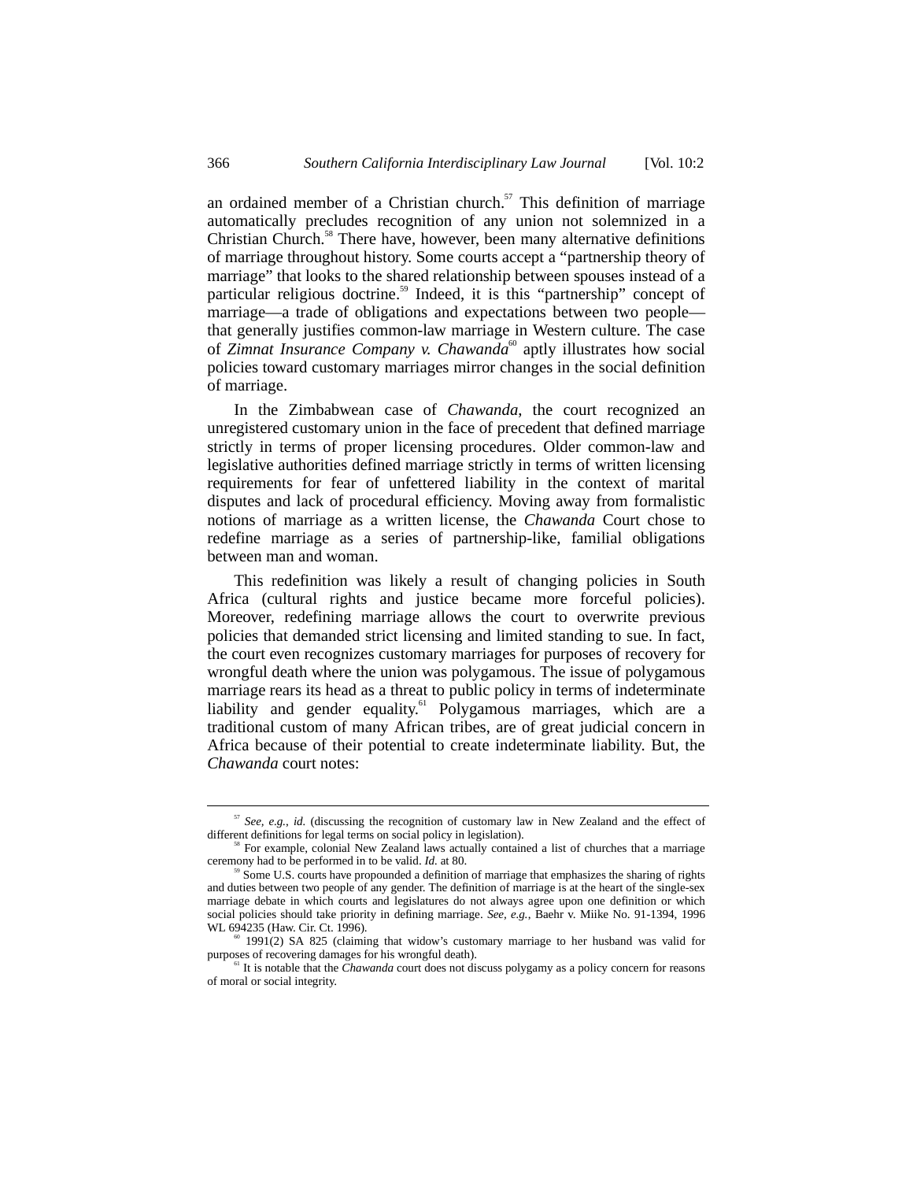an ordained member of a Christian church.[57] This definition of marriage automatically precludes recognition of any union not solemnized in a Christian Church.[58] There have, however, been many alternative definitions of marriage throughout history. Some courts accept a "partnership theory of marriage" that looks to the shared relationship between spouses instead of a particular religious doctrine.[59] Indeed, it is this "partnership" concept of marriage—a trade of obligations and expectations between two people—that generally justifies common-law marriage in Western culture. The case of *Zimnat Insurance Company v. Chawanda*[60] aptly illustrates how social policies toward customary marriages mirror changes in the social definition of marriage.

In the Zimbabwean case of *Chawanda*, the court recognized an unregistered customary union in the face of precedent that defined marriage strictly in terms of proper licensing procedures. Older common-law and legislative authorities defined marriage strictly in terms of written licensing requirements for fear of unfettered liability in the context of marital disputes and lack of procedural efficiency. Moving away from formalistic notions of marriage as a written license, the *Chawanda* Court chose to redefine marriage as a series of partnership-like, familial obligations between man and woman.

This redefinition was likely a result of changing policies in South Africa (cultural rights and justice became more forceful policies). Moreover, redefining marriage allows the court to overwrite previous policies that demanded strict licensing and limited standing to sue. In fact, the court even recognizes customary marriages for purposes of recovery for wrongful death where the union was polygamous. The issue of polygamous marriage rears its head as a threat to public policy in terms of indeterminate liability and gender equality.[61] Polygamous marriages, which are a traditional custom of many African tribes, are of great judicial concern in Africa because of their potential to create indeterminate liability. But, the *Chawanda* court notes:

---

[57] *See, e.g.*, *id.* (discussing the recognition of customary law in New Zealand and the effect of different definitions for legal terms on social policy in legislation).

[58] For example, colonial New Zealand laws actually contained a list of churches that a marriage ceremony had to be performed in to be valid. *Id.* at 80.

[59] Some U.S. courts have propounded a definition of marriage that emphasizes the sharing of rights and duties between two people of any gender. The definition of marriage is at the heart of the single-sex marriage debate in which courts and legislatures do not always agree upon one definition or which social policies should take priority in defining marriage. *See, e.g.*, Baehr v. Miike No. 91-1394, 1996 WL 694235 (Haw. Cir. Ct. 1996).

[60] 1991(2) SA 825 (claiming that widow's customary marriage to her husband was valid for purposes of recovering damages for his wrongful death).

[61] It is notable that the *Chawanda* court does not discuss polygamy as a policy concern for reasons of moral or social integrity.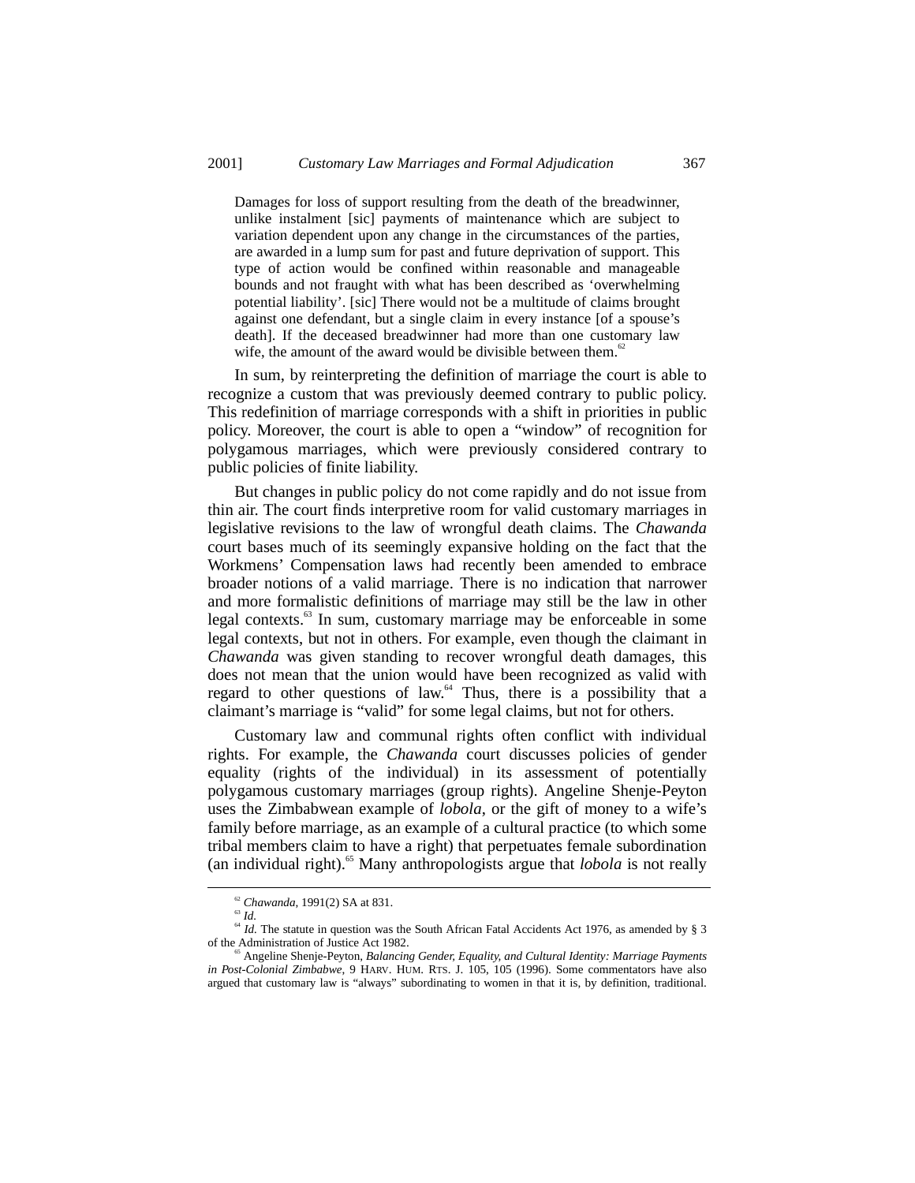> Damages for loss of support resulting from the death of the breadwinner, unlike instalment [sic] payments of maintenance which are subject to variation dependent upon any change in the circumstances of the parties, are awarded in a lump sum for past and future deprivation of support. This type of action would be confined within reasonable and manageable bounds and not fraught with what has been described as 'overwhelming potential liability'. [sic] There would not be a multitude of claims brought against one defendant, but a single claim in every instance [of a spouse's death]. If the deceased breadwinner had more than one customary law wife, the amount of the award would be divisible between them.[62]

In sum, by reinterpreting the definition of marriage the court is able to recognize a custom that was previously deemed contrary to public policy. This redefinition of marriage corresponds with a shift in priorities in public policy. Moreover, the court is able to open a "window" of recognition for polygamous marriages, which were previously considered contrary to public policies of finite liability.

But changes in public policy do not come rapidly and do not issue from thin air. The court finds interpretive room for valid customary marriages in legislative revisions to the law of wrongful death claims. The *Chawanda* court bases much of its seemingly expansive holding on the fact that the Workmens' Compensation laws had recently been amended to embrace broader notions of a valid marriage. There is no indication that narrower and more formalistic definitions of marriage may still be the law in other legal contexts.[63] In sum, customary marriage may be enforceable in some legal contexts, but not in others. For example, even though the claimant in *Chawanda* was given standing to recover wrongful death damages, this does not mean that the union would have been recognized as valid with regard to other questions of law.[64] Thus, there is a possibility that a claimant's marriage is "valid" for some legal claims, but not for others.

Customary law and communal rights often conflict with individual rights. For example, the *Chawanda* court discusses policies of gender equality (rights of the individual) in its assessment of potentially polygamous customary marriages (group rights). Angeline Shenje-Peyton uses the Zimbabwean example of *lobola*, or the gift of money to a wife's family before marriage, as an example of a cultural practice (to which some tribal members claim to have a right) that perpetuates female subordination (an individual right).[65] Many anthropologists argue that *lobola* is not really

---

[62] *Chawanda*, 1991(2) SA at 831.

[63] *Id.*

[64] *Id.* The statute in question was the South African Fatal Accidents Act 1976, as amended by § 3 of the Administration of Justice Act 1982.

[65] Angeline Shenje-Peyton, *Balancing Gender, Equality, and Cultural Identity: Marriage Payments in Post-Colonial Zimbabwe*, 9 HARV. HUM. RTS. J. 105, 105 (1996). Some commentators have also argued that customary law is "always" subordinating to women in that it is, by definition, traditional.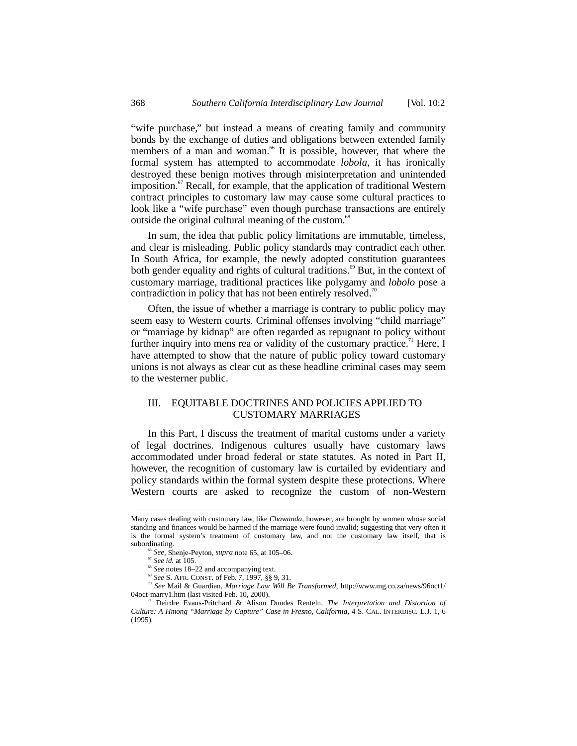"wife purchase," but instead a means of creating family and community bonds by the exchange of duties and obligations between extended family members of a man and woman.[66] It is possible, however, that where the formal system has attempted to accommodate *lobola*, it has ironically destroyed these benign motives through misinterpretation and unintended imposition.[67] Recall, for example, that the application of traditional Western contract principles to customary law may cause some cultural practices to look like a "wife purchase" even though purchase transactions are entirely outside the original cultural meaning of the custom.[68]

In sum, the idea that public policy limitations are immutable, timeless, and clear is misleading. Public policy standards may contradict each other. In South Africa, for example, the newly adopted constitution guarantees both gender equality and rights of cultural traditions.[69] But, in the context of customary marriage, traditional practices like polygamy and *lobolo* pose a contradiction in policy that has not been entirely resolved.[70]

Often, the issue of whether a marriage is contrary to public policy may seem easy to Western courts. Criminal offenses involving "child marriage" or "marriage by kidnap" are often regarded as repugnant to policy without further inquiry into mens rea or validity of the customary practice.[71] Here, I have attempted to show that the nature of public policy toward customary unions is not always as clear cut as these headline criminal cases may seem to the westerner public.

## III. EQUITABLE DOCTRINES AND POLICIES APPLIED TO CUSTOMARY MARRIAGES

In this Part, I discuss the treatment of marital customs under a variety of legal doctrines. Indigenous cultures usually have customary laws accommodated under broad federal or state statutes. As noted in Part II, however, the recognition of customary law is curtailed by evidentiary and policy standards within the formal system despite these protections. Where Western courts are asked to recognize the custom of non-Western

---

Many cases dealing with customary law, like *Chawanda*, however, are brought by women whose social standing and finances would be harmed if the marriage were found invalid; suggesting that very often it is the formal system's treatment of customary law, and not the customary law itself, that is subordinating.

[66] *See*, Shenje-Peyton, *supra* note 65, at 105–06.

[67] *See id.* at 105.

[68] *See* notes 18–22 and accompanying text.

[69] *See* S. AFR. CONST. of Feb. 7, 1997, §§ 9, 31.

[70] *See* Mail & Guardian, *Marriage Law Will Be Transformed*, http://www.mg.co.za/news/96oct1/04oct-marry1.htm (last visited Feb. 10, 2000).

[71] Deirdre Evans-Pritchard & Alison Dundes Renteln, *The Interpretation and Distortion of Culture: A Hmong "Marriage by Capture" Case in Fresno, California*, 4 S. CAL. INTERDISC. L.J. 1, 6 (1995).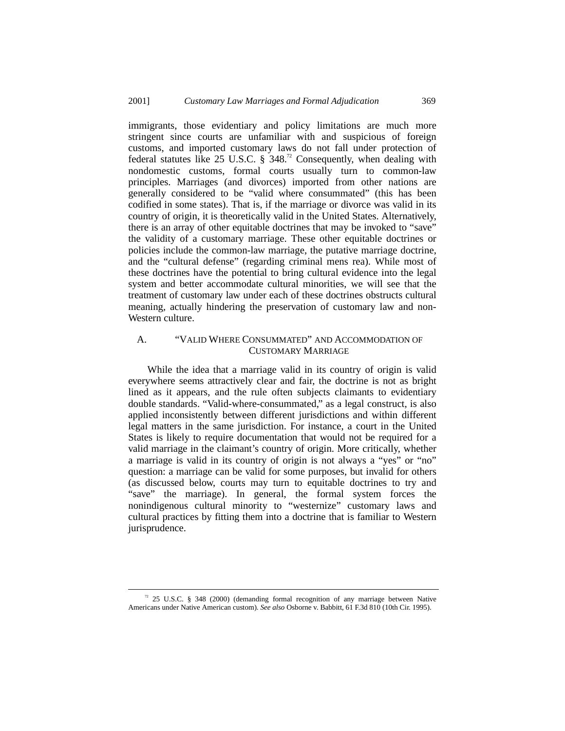immigrants, those evidentiary and policy limitations are much more stringent since courts are unfamiliar with and suspicious of foreign customs, and imported customary laws do not fall under protection of federal statutes like 25 U.S.C. § 348.[72] Consequently, when dealing with nondomestic customs, formal courts usually turn to common-law principles. Marriages (and divorces) imported from other nations are generally considered to be "valid where consummated" (this has been codified in some states). That is, if the marriage or divorce was valid in its country of origin, it is theoretically valid in the United States. Alternatively, there is an array of other equitable doctrines that may be invoked to "save" the validity of a customary marriage. These other equitable doctrines or policies include the common-law marriage, the putative marriage doctrine, and the "cultural defense" (regarding criminal mens rea). While most of these doctrines have the potential to bring cultural evidence into the legal system and better accommodate cultural minorities, we will see that the treatment of customary law under each of these doctrines obstructs cultural meaning, actually hindering the preservation of customary law and non-Western culture.

## A. "VALID WHERE CONSUMMATED" AND ACCOMMODATION OF CUSTOMARY MARRIAGE

While the idea that a marriage valid in its country of origin is valid everywhere seems attractively clear and fair, the doctrine is not as bright lined as it appears, and the rule often subjects claimants to evidentiary double standards. "Valid-where-consummated," as a legal construct, is also applied inconsistently between different jurisdictions and within different legal matters in the same jurisdiction. For instance, a court in the United States is likely to require documentation that would not be required for a valid marriage in the claimant's country of origin. More critically, whether a marriage is valid in its country of origin is not always a "yes" or "no" question: a marriage can be valid for some purposes, but invalid for others (as discussed below, courts may turn to equitable doctrines to try and "save" the marriage). In general, the formal system forces the nonindigenous cultural minority to "westernize" customary laws and cultural practices by fitting them into a doctrine that is familiar to Western jurisprudence.

---

[72] 25 U.S.C. § 348 (2000) (demanding formal recognition of any marriage between Native Americans under Native American custom). *See also* Osborne v. Babbitt, 61 F.3d 810 (10th Cir. 1995).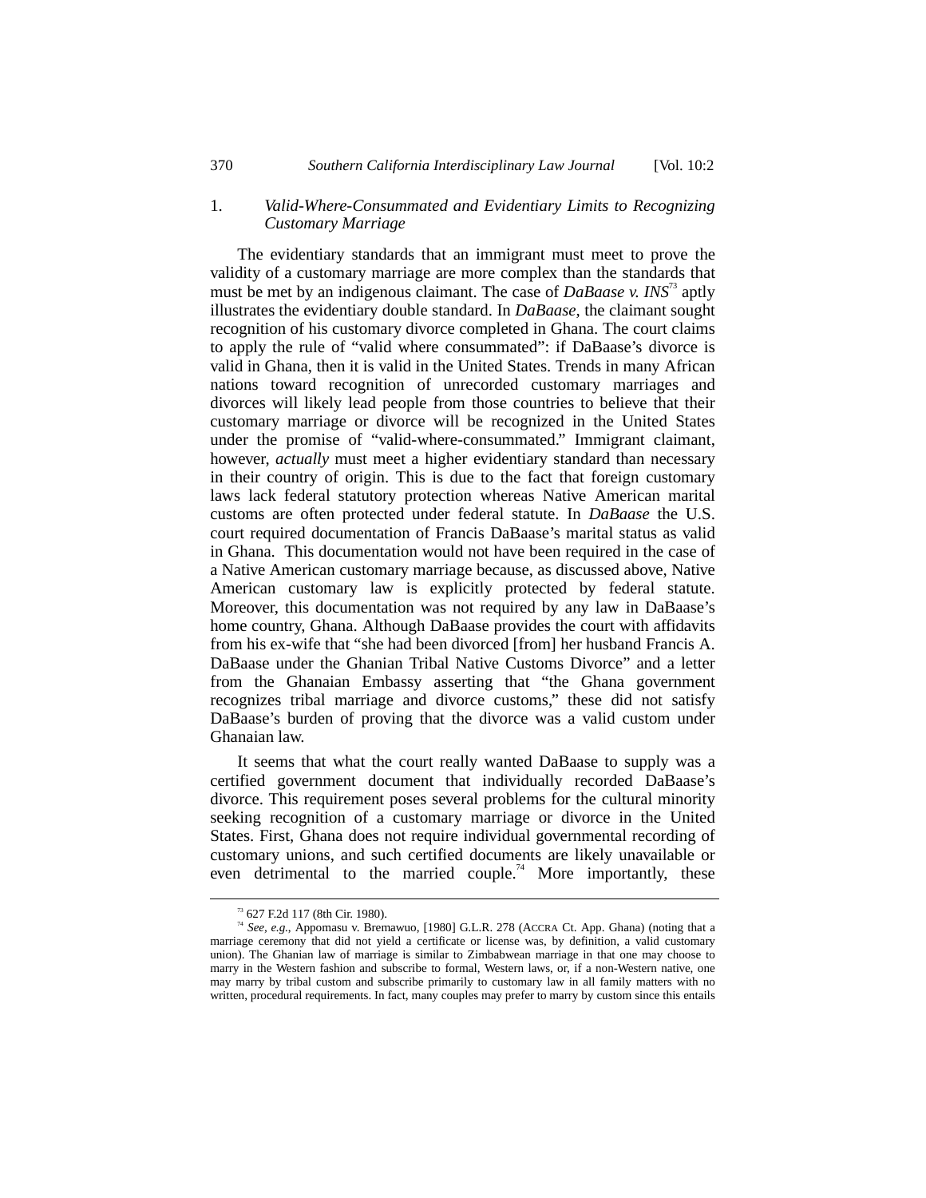### 1. *Valid-Where-Consummated and Evidentiary Limits to Recognizing Customary Marriage*

The evidentiary standards that an immigrant must meet to prove the validity of a customary marriage are more complex than the standards that must be met by an indigenous claimant. The case of *DaBaase v. INS*[73] aptly illustrates the evidentiary double standard. In *DaBaase*, the claimant sought recognition of his customary divorce completed in Ghana. The court claims to apply the rule of "valid where consummated": if DaBaase's divorce is valid in Ghana, then it is valid in the United States. Trends in many African nations toward recognition of unrecorded customary marriages and divorces will likely lead people from those countries to believe that their customary marriage or divorce will be recognized in the United States under the promise of "valid-where-consummated." Immigrant claimant, however, *actually* must meet a higher evidentiary standard than necessary in their country of origin. This is due to the fact that foreign customary laws lack federal statutory protection whereas Native American marital customs are often protected under federal statute. In *DaBaase* the U.S. court required documentation of Francis DaBaase's marital status as valid in Ghana. This documentation would not have been required in the case of a Native American customary marriage because, as discussed above, Native American customary law is explicitly protected by federal statute. Moreover, this documentation was not required by any law in DaBaase's home country, Ghana. Although DaBaase provides the court with affidavits from his ex-wife that "she had been divorced [from] her husband Francis A. DaBaase under the Ghanian Tribal Native Customs Divorce" and a letter from the Ghanaian Embassy asserting that "the Ghana government recognizes tribal marriage and divorce customs," these did not satisfy DaBaase's burden of proving that the divorce was a valid custom under Ghanaian law.

It seems that what the court really wanted DaBaase to supply was a certified government document that individually recorded DaBaase's divorce. This requirement poses several problems for the cultural minority seeking recognition of a customary marriage or divorce in the United States. First, Ghana does not require individual governmental recording of customary unions, and such certified documents are likely unavailable or even detrimental to the married couple.[74] More importantly, these

---

[73] 627 F.2d 117 (8th Cir. 1980).

[74] *See, e.g.*, Appomasu v. Bremawuo, [1980] G.L.R. 278 (ACCRA Ct. App. Ghana) (noting that a marriage ceremony that did not yield a certificate or license was, by definition, a valid customary union). The Ghanian law of marriage is similar to Zimbabwean marriage in that one may choose to marry in the Western fashion and subscribe to formal, Western laws, or, if a non-Western native, one may marry by tribal custom and subscribe primarily to customary law in all family matters with no written, procedural requirements. In fact, many couples may prefer to marry by custom since this entails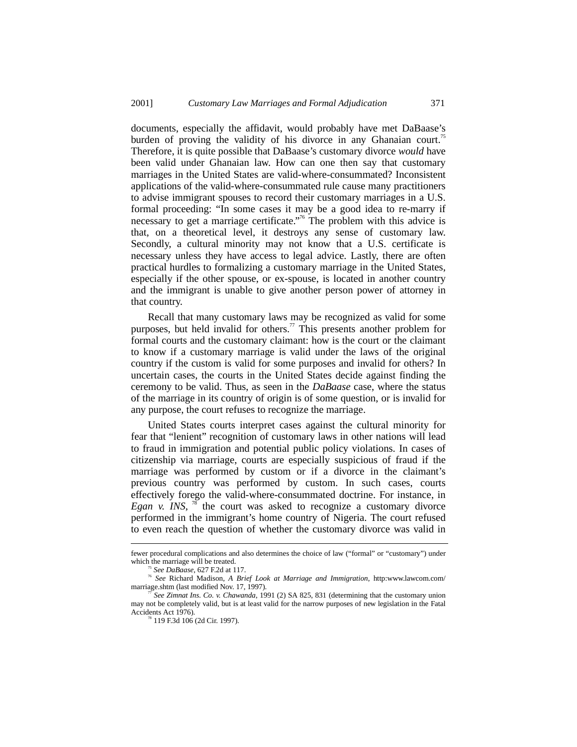documents, especially the affidavit, would probably have met DaBaase's burden of proving the validity of his divorce in any Ghanaian court.[75] Therefore, it is quite possible that DaBaase's customary divorce *would* have been valid under Ghanaian law. How can one then say that customary marriages in the United States are valid-where-consummated? Inconsistent applications of the valid-where-consummated rule cause many practitioners to advise immigrant spouses to record their customary marriages in a U.S. formal proceeding: "In some cases it may be a good idea to re-marry if necessary to get a marriage certificate."[76] The problem with this advice is that, on a theoretical level, it destroys any sense of customary law. Secondly, a cultural minority may not know that a U.S. certificate is necessary unless they have access to legal advice. Lastly, there are often practical hurdles to formalizing a customary marriage in the United States, especially if the other spouse, or ex-spouse, is located in another country and the immigrant is unable to give another person power of attorney in that country.

Recall that many customary laws may be recognized as valid for some purposes, but held invalid for others.[77] This presents another problem for formal courts and the customary claimant: how is the court or the claimant to know if a customary marriage is valid under the laws of the original country if the custom is valid for some purposes and invalid for others? In uncertain cases, the courts in the United States decide against finding the ceremony to be valid. Thus, as seen in the *DaBaase* case, where the status of the marriage in its country of origin is of some question, or is invalid for any purpose, the court refuses to recognize the marriage.

United States courts interpret cases against the cultural minority for fear that "lenient" recognition of customary laws in other nations will lead to fraud in immigration and potential public policy violations. In cases of citizenship via marriage, courts are especially suspicious of fraud if the marriage was performed by custom or if a divorce in the claimant's previous country was performed by custom. In such cases, courts effectively forego the valid-where-consummated doctrine. For instance, in *Egan v. INS*,[78] the court was asked to recognize a customary divorce performed in the immigrant's home country of Nigeria. The court refused to even reach the question of whether the customary divorce was valid in

---

fewer procedural complications and also determines the choice of law ("formal" or "customary") under which the marriage will be treated.

[75] *See DaBaase*, 627 F.2d at 117.

[76] *See* Richard Madison, *A Brief Look at Marriage and Immigration*, http:www.lawcom.com/marriage.shtm (last modified Nov. 17, 1997).

[77] *See Zimnat Ins. Co. v. Chawanda*, 1991 (2) SA 825, 831 (determining that the customary union may not be completely valid, but is at least valid for the narrow purposes of new legislation in the Fatal Accidents Act 1976).

[78] 119 F.3d 106 (2d Cir. 1997).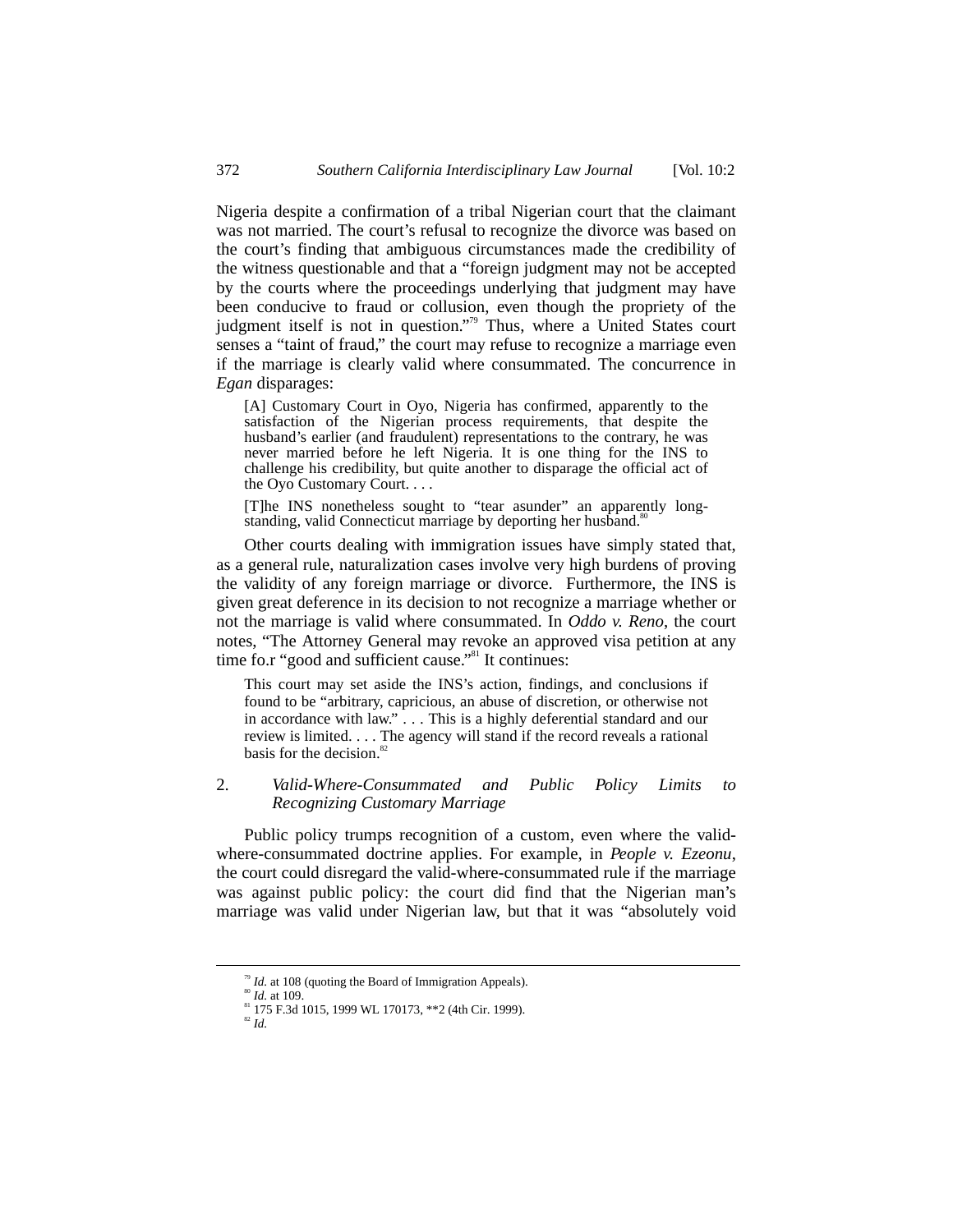Nigeria despite a confirmation of a tribal Nigerian court that the claimant was not married. The court's refusal to recognize the divorce was based on the court's finding that ambiguous circumstances made the credibility of the witness questionable and that a "foreign judgment may not be accepted by the courts where the proceedings underlying that judgment may have been conducive to fraud or collusion, even though the propriety of the judgment itself is not in question."[79] Thus, where a United States court senses a "taint of fraud," the court may refuse to recognize a marriage even if the marriage is clearly valid where consummated. The concurrence in *Egan* disparages:

> [A] Customary Court in Oyo, Nigeria has confirmed, apparently to the satisfaction of the Nigerian process requirements, that despite the husband's earlier (and fraudulent) representations to the contrary, he was never married before he left Nigeria. It is one thing for the INS to challenge his credibility, but quite another to disparage the official act of the Oyo Customary Court. . . .
>
> [T]he INS nonetheless sought to "tear asunder" an apparently long-standing, valid Connecticut marriage by deporting her husband.[80]

Other courts dealing with immigration issues have simply stated that, as a general rule, naturalization cases involve very high burdens of proving the validity of any foreign marriage or divorce. Furthermore, the INS is given great deference in its decision to not recognize a marriage whether or not the marriage is valid where consummated. In *Oddo v. Reno*, the court notes, "The Attorney General may revoke an approved visa petition at any time fo.r "good and sufficient cause."[81] It continues:

> This court may set aside the INS's action, findings, and conclusions if found to be "arbitrary, capricious, an abuse of discretion, or otherwise not in accordance with law." . . . This is a highly deferential standard and our review is limited. . . . The agency will stand if the record reveals a rational basis for the decision.[82]

### 2. *Valid-Where-Consummated and Public Policy Limits to Recognizing Customary Marriage*

Public policy trumps recognition of a custom, even where the valid-where-consummated doctrine applies. For example, in *People v. Ezeonu*, the court could disregard the valid-where-consummated rule if the marriage was against public policy: the court did find that the Nigerian man's marriage was valid under Nigerian law, but that it was "absolutely void

---

[79] *Id.* at 108 (quoting the Board of Immigration Appeals).

[80] *Id.* at 109.

[81] 175 F.3d 1015, 1999 WL 170173, **2 (4th Cir. 1999).

[82] *Id.*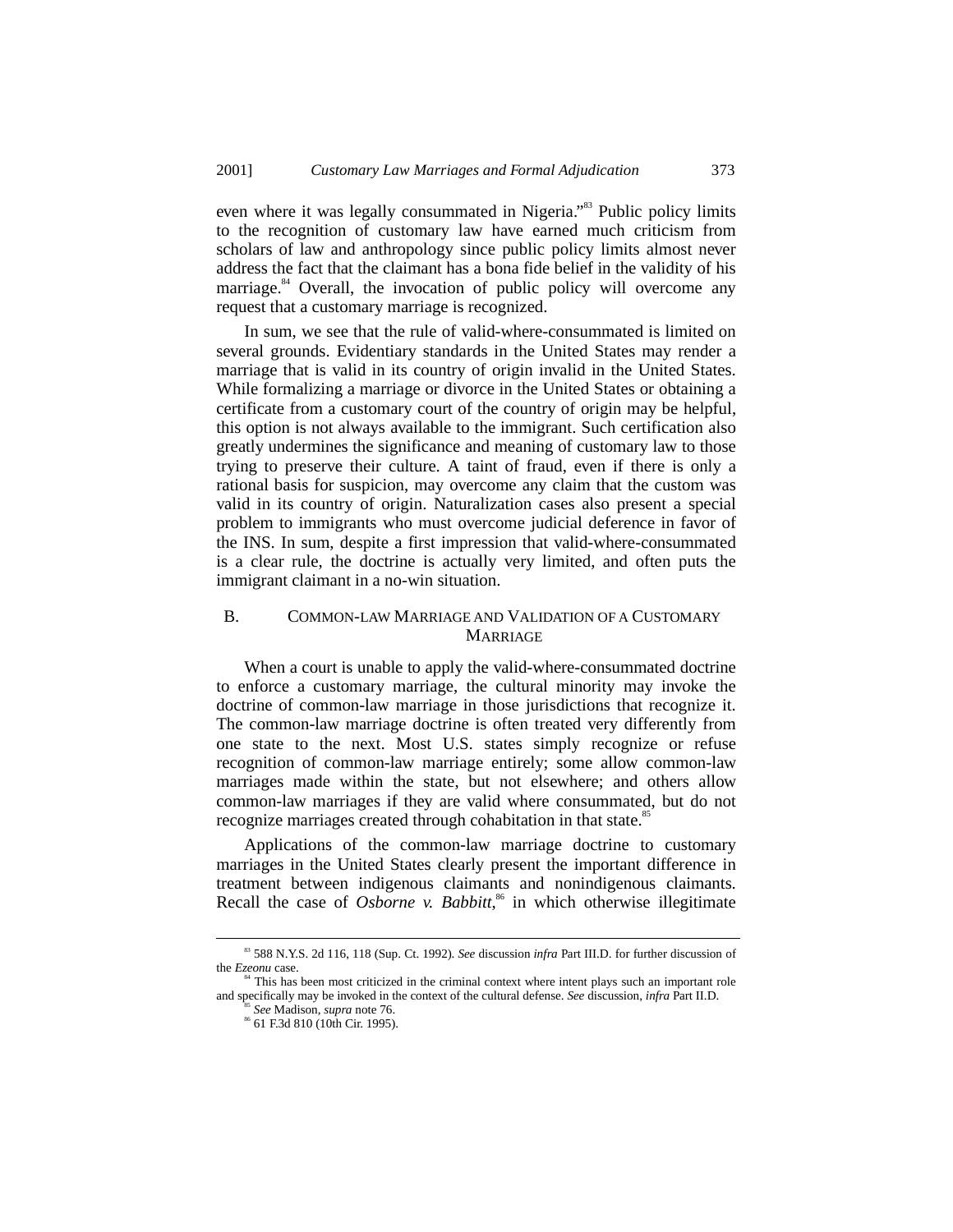even where it was legally consummated in Nigeria."[83] Public policy limits to the recognition of customary law have earned much criticism from scholars of law and anthropology since public policy limits almost never address the fact that the claimant has a bona fide belief in the validity of his marriage.[84] Overall, the invocation of public policy will overcome any request that a customary marriage is recognized.

In sum, we see that the rule of valid-where-consummated is limited on several grounds. Evidentiary standards in the United States may render a marriage that is valid in its country of origin invalid in the United States. While formalizing a marriage or divorce in the United States or obtaining a certificate from a customary court of the country of origin may be helpful, this option is not always available to the immigrant. Such certification also greatly undermines the significance and meaning of customary law to those trying to preserve their culture. A taint of fraud, even if there is only a rational basis for suspicion, may overcome any claim that the custom was valid in its country of origin. Naturalization cases also present a special problem to immigrants who must overcome judicial deference in favor of the INS. In sum, despite a first impression that valid-where-consummated is a clear rule, the doctrine is actually very limited, and often puts the immigrant claimant in a no-win situation.

## B. COMMON-LAW MARRIAGE AND VALIDATION OF A CUSTOMARY MARRIAGE

When a court is unable to apply the valid-where-consummated doctrine to enforce a customary marriage, the cultural minority may invoke the doctrine of common-law marriage in those jurisdictions that recognize it. The common-law marriage doctrine is often treated very differently from one state to the next. Most U.S. states simply recognize or refuse recognition of common-law marriage entirely; some allow common-law marriages made within the state, but not elsewhere; and others allow common-law marriages if they are valid where consummated, but do not recognize marriages created through cohabitation in that state.[85]

Applications of the common-law marriage doctrine to customary marriages in the United States clearly present the important difference in treatment between indigenous claimants and nonindigenous claimants. Recall the case of *Osborne v. Babbitt*,[86] in which otherwise illegitimate

---

[83] 588 N.Y.S. 2d 116, 118 (Sup. Ct. 1992). *See* discussion *infra* Part III.D. for further discussion of the *Ezeonu* case.

[84] This has been most criticized in the criminal context where intent plays such an important role and specifically may be invoked in the context of the cultural defense. *See* discussion, *infra* Part II.D.

[85] *See* Madison, *supra* note 76.

[86] 61 F.3d 810 (10th Cir. 1995).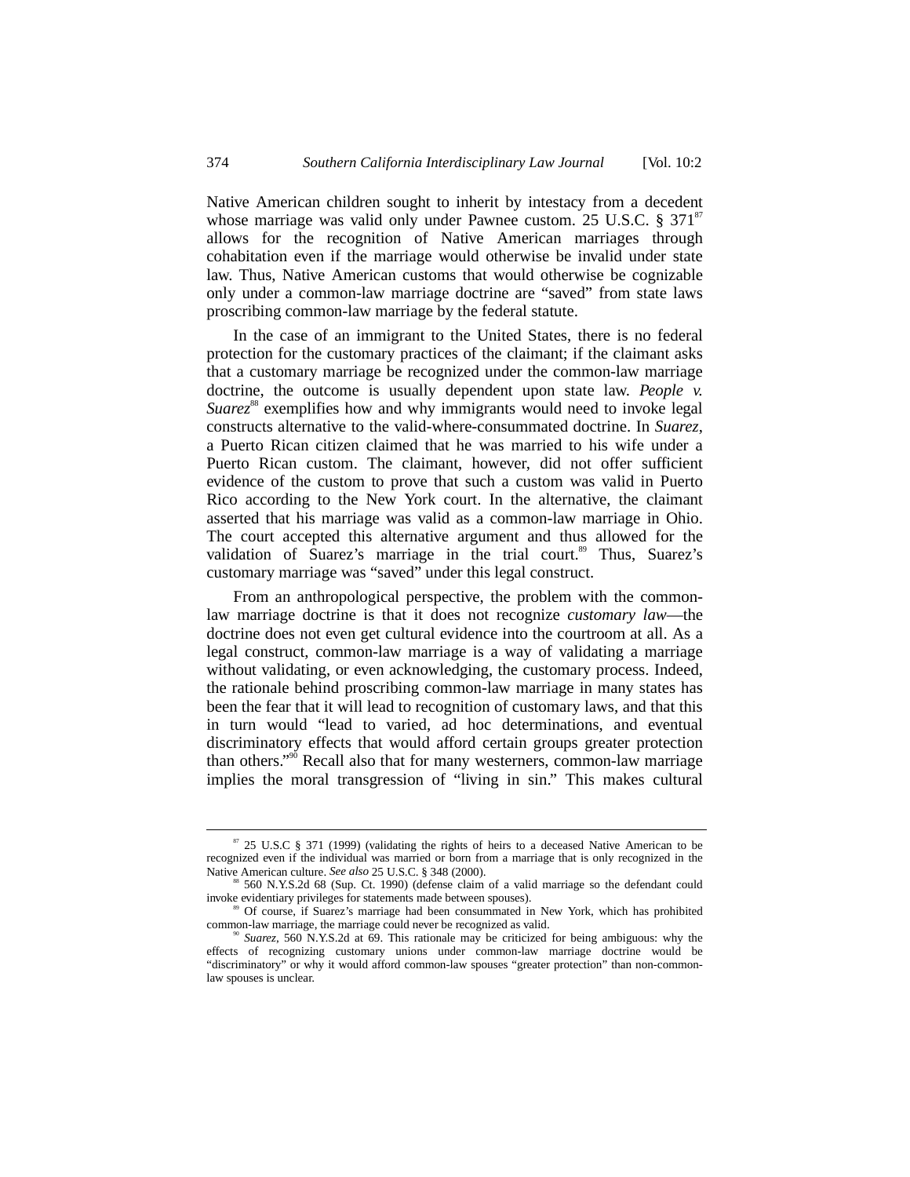Native American children sought to inherit by intestacy from a decedent whose marriage was valid only under Pawnee custom. 25 U.S.C. § 371[87] allows for the recognition of Native American marriages through cohabitation even if the marriage would otherwise be invalid under state law. Thus, Native American customs that would otherwise be cognizable only under a common-law marriage doctrine are "saved" from state laws proscribing common-law marriage by the federal statute.

In the case of an immigrant to the United States, there is no federal protection for the customary practices of the claimant; if the claimant asks that a customary marriage be recognized under the common-law marriage doctrine, the outcome is usually dependent upon state law. *People v. Suarez*[88] exemplifies how and why immigrants would need to invoke legal constructs alternative to the valid-where-consummated doctrine. In *Suarez*, a Puerto Rican citizen claimed that he was married to his wife under a Puerto Rican custom. The claimant, however, did not offer sufficient evidence of the custom to prove that such a custom was valid in Puerto Rico according to the New York court. In the alternative, the claimant asserted that his marriage was valid as a common-law marriage in Ohio. The court accepted this alternative argument and thus allowed for the validation of Suarez's marriage in the trial court.[89] Thus, Suarez's customary marriage was "saved" under this legal construct.

From an anthropological perspective, the problem with the common-law marriage doctrine is that it does not recognize *customary law*—the doctrine does not even get cultural evidence into the courtroom at all. As a legal construct, common-law marriage is a way of validating a marriage without validating, or even acknowledging, the customary process. Indeed, the rationale behind proscribing common-law marriage in many states has been the fear that it will lead to recognition of customary laws, and that this in turn would "lead to varied, ad hoc determinations, and eventual discriminatory effects that would afford certain groups greater protection than others."[90] Recall also that for many westerners, common-law marriage implies the moral transgression of "living in sin." This makes cultural

---

[87] 25 U.S.C § 371 (1999) (validating the rights of heirs to a deceased Native American to be recognized even if the individual was married or born from a marriage that is only recognized in the Native American culture. *See also* 25 U.S.C. § 348 (2000).

[88] 560 N.Y.S.2d 68 (Sup. Ct. 1990) (defense claim of a valid marriage so the defendant could invoke evidentiary privileges for statements made between spouses).

[89] Of course, if Suarez's marriage had been consummated in New York, which has prohibited common-law marriage, the marriage could never be recognized as valid.

[90] *Suarez*, 560 N.Y.S.2d at 69. This rationale may be criticized for being ambiguous: why the effects of recognizing customary unions under common-law marriage doctrine would be "discriminatory" or why it would afford common-law spouses "greater protection" than non-common-law spouses is unclear.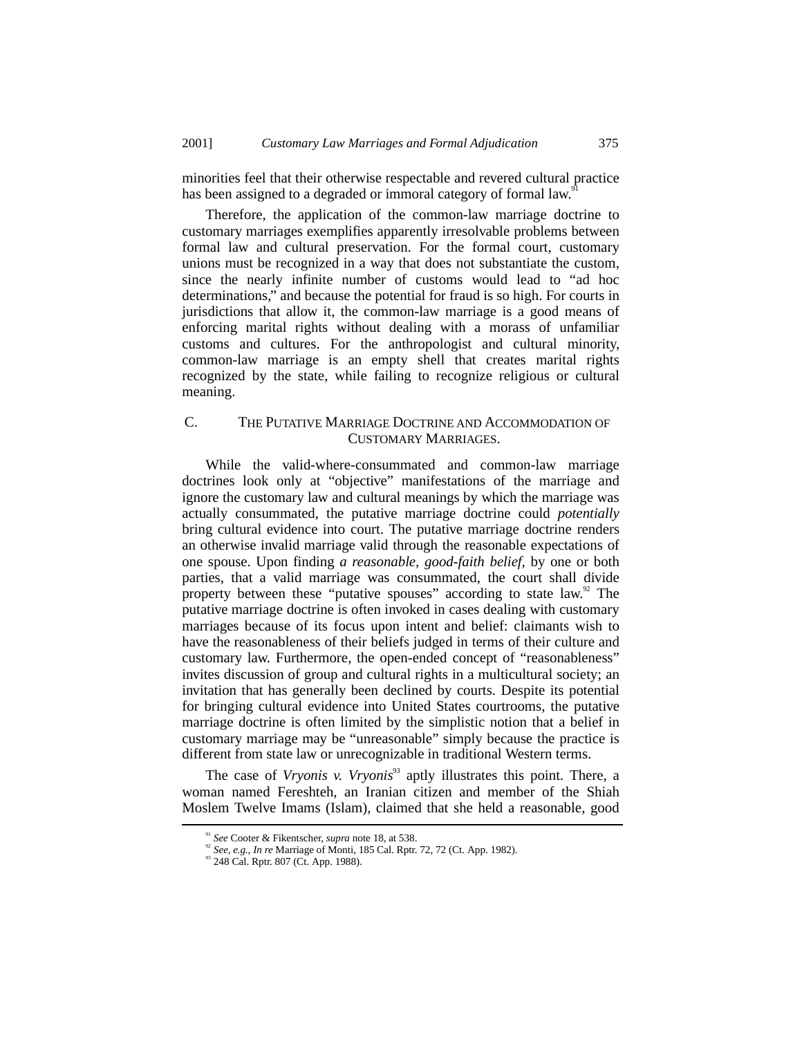minorities feel that their otherwise respectable and revered cultural practice has been assigned to a degraded or immoral category of formal law.[91]

Therefore, the application of the common-law marriage doctrine to customary marriages exemplifies apparently irresolvable problems between formal law and cultural preservation. For the formal court, customary unions must be recognized in a way that does not substantiate the custom, since the nearly infinite number of customs would lead to "ad hoc determinations," and because the potential for fraud is so high. For courts in jurisdictions that allow it, the common-law marriage is a good means of enforcing marital rights without dealing with a morass of unfamiliar customs and cultures. For the anthropologist and cultural minority, common-law marriage is an empty shell that creates marital rights recognized by the state, while failing to recognize religious or cultural meaning.

### C. The Putative Marriage Doctrine and Accommodation of Customary Marriages.

While the valid-where-consummated and common-law marriage doctrines look only at "objective" manifestations of the marriage and ignore the customary law and cultural meanings by which the marriage was actually consummated, the putative marriage doctrine could *potentially* bring cultural evidence into court. The putative marriage doctrine renders an otherwise invalid marriage valid through the reasonable expectations of one spouse. Upon finding *a reasonable, good-faith belief*, by one or both parties, that a valid marriage was consummated, the court shall divide property between these "putative spouses" according to state law.[92] The putative marriage doctrine is often invoked in cases dealing with customary marriages because of its focus upon intent and belief: claimants wish to have the reasonableness of their beliefs judged in terms of their culture and customary law. Furthermore, the open-ended concept of "reasonableness" invites discussion of group and cultural rights in a multicultural society; an invitation that has generally been declined by courts. Despite its potential for bringing cultural evidence into United States courtrooms, the putative marriage doctrine is often limited by the simplistic notion that a belief in customary marriage may be "unreasonable" simply because the practice is different from state law or unrecognizable in traditional Western terms.

The case of *Vryonis v. Vryonis*[93] aptly illustrates this point. There, a woman named Fereshteh, an Iranian citizen and member of the Shiah Moslem Twelve Imams (Islam), claimed that she held a reasonable, good

---

[91] *See* Cooter & Fikentscher, *supra* note 18, at 538.

[92] *See, e.g.*, *In re* Marriage of Monti, 185 Cal. Rptr. 72, 72 (Ct. App. 1982).

[93] 248 Cal. Rptr. 807 (Ct. App. 1988).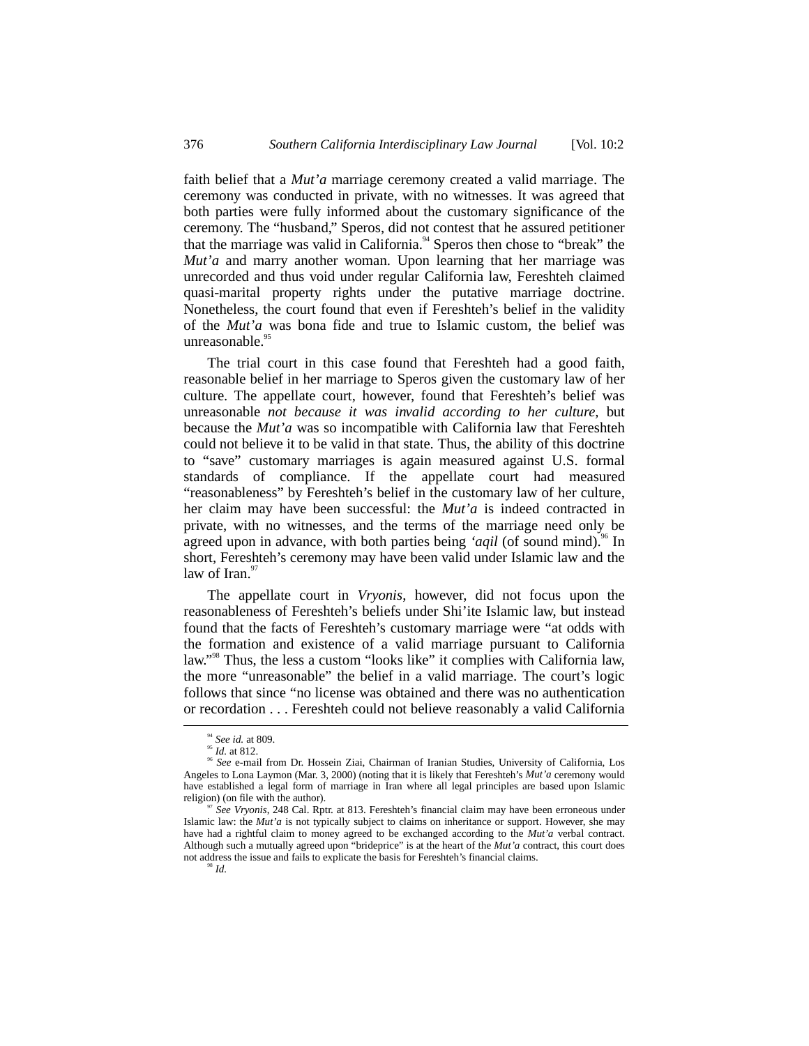faith belief that a *Mut'a* marriage ceremony created a valid marriage. The ceremony was conducted in private, with no witnesses. It was agreed that both parties were fully informed about the customary significance of the ceremony. The "husband," Speros, did not contest that he assured petitioner that the marriage was valid in California.[94] Speros then chose to "break" the *Mut'a* and marry another woman. Upon learning that her marriage was unrecorded and thus void under regular California law, Fereshteh claimed quasi-marital property rights under the putative marriage doctrine. Nonetheless, the court found that even if Fereshteh's belief in the validity of the *Mut'a* was bona fide and true to Islamic custom, the belief was unreasonable.[95]

The trial court in this case found that Fereshteh had a good faith, reasonable belief in her marriage to Speros given the customary law of her culture. The appellate court, however, found that Fereshteh's belief was unreasonable *not because it was invalid according to her culture*, but because the *Mut'a* was so incompatible with California law that Fereshteh could not believe it to be valid in that state. Thus, the ability of this doctrine to "save" customary marriages is again measured against U.S. formal standards of compliance. If the appellate court had measured "reasonableness" by Fereshteh's belief in the customary law of her culture, her claim may have been successful: the *Mut'a* is indeed contracted in private, with no witnesses, and the terms of the marriage need only be agreed upon in advance, with both parties being *'aqil* (of sound mind).[96] In short, Fereshteh's ceremony may have been valid under Islamic law and the law of Iran.[97]

The appellate court in *Vryonis*, however, did not focus upon the reasonableness of Fereshteh's beliefs under Shi'ite Islamic law, but instead found that the facts of Fereshteh's customary marriage were "at odds with the formation and existence of a valid marriage pursuant to California law."[98] Thus, the less a custom "looks like" it complies with California law, the more "unreasonable" the belief in a valid marriage. The court's logic follows that since "no license was obtained and there was no authentication or recordation . . . Fereshteh could not believe reasonably a valid California

---

[94] *See id.* at 809.

[95] *Id.* at 812.

[96] *See* e-mail from Dr. Hossein Ziai, Chairman of Iranian Studies, University of California, Los Angeles to Lona Laymon (Mar. 3, 2000) (noting that it is likely that Fereshteh's *Mut'a* ceremony would have established a legal form of marriage in Iran where all legal principles are based upon Islamic religion) (on file with the author).

[97] *See Vryonis*, 248 Cal. Rptr. at 813. Fereshteh's financial claim may have been erroneous under Islamic law: the *Mut'a* is not typically subject to claims on inheritance or support. However, she may have had a rightful claim to money agreed to be exchanged according to the *Mut'a* verbal contract. Although such a mutually agreed upon "brideprice" is at the heart of the *Mut'a* contract, this court does not address the issue and fails to explicate the basis for Fereshteh's financial claims.

[98] *Id.*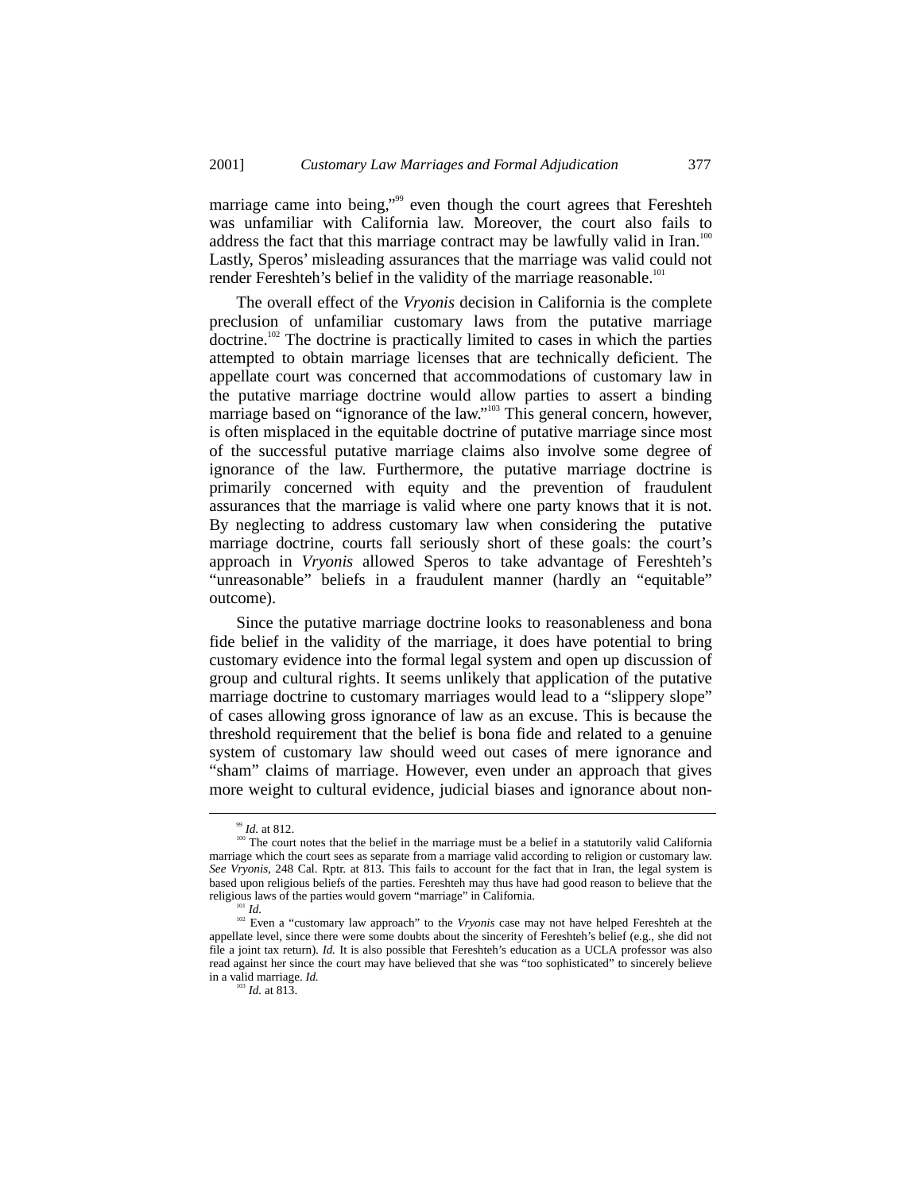marriage came into being,"[99] even though the court agrees that Fereshteh was unfamiliar with California law. Moreover, the court also fails to address the fact that this marriage contract may be lawfully valid in Iran.[100] Lastly, Speros' misleading assurances that the marriage was valid could not render Fereshteh's belief in the validity of the marriage reasonable.[101]

The overall effect of the *Vryonis* decision in California is the complete preclusion of unfamiliar customary laws from the putative marriage doctrine.[102] The doctrine is practically limited to cases in which the parties attempted to obtain marriage licenses that are technically deficient. The appellate court was concerned that accommodations of customary law in the putative marriage doctrine would allow parties to assert a binding marriage based on "ignorance of the law."[103] This general concern, however, is often misplaced in the equitable doctrine of putative marriage since most of the successful putative marriage claims also involve some degree of ignorance of the law. Furthermore, the putative marriage doctrine is primarily concerned with equity and the prevention of fraudulent assurances that the marriage is valid where one party knows that it is not. By neglecting to address customary law when considering the putative marriage doctrine, courts fall seriously short of these goals: the court's approach in *Vryonis* allowed Speros to take advantage of Fereshteh's "unreasonable" beliefs in a fraudulent manner (hardly an "equitable" outcome).

Since the putative marriage doctrine looks to reasonableness and bona fide belief in the validity of the marriage, it does have potential to bring customary evidence into the formal legal system and open up discussion of group and cultural rights. It seems unlikely that application of the putative marriage doctrine to customary marriages would lead to a "slippery slope" of cases allowing gross ignorance of law as an excuse. This is because the threshold requirement that the belief is bona fide and related to a genuine system of customary law should weed out cases of mere ignorance and "sham" claims of marriage. However, even under an approach that gives more weight to cultural evidence, judicial biases and ignorance about non-

---

[99] *Id.* at 812.

[100] The court notes that the belief in the marriage must be a belief in a statutorily valid California marriage which the court sees as separate from a marriage valid according to religion or customary law. *See Vryonis*, 248 Cal. Rptr. at 813. This fails to account for the fact that in Iran, the legal system is based upon religious beliefs of the parties. Fereshteh may thus have had good reason to believe that the religious laws of the parties would govern "marriage" in California.

[101] *Id.*

[102] Even a "customary law approach" to the *Vryonis* case may not have helped Fereshteh at the appellate level, since there were some doubts about the sincerity of Fereshteh's belief (e.g., she did not file a joint tax return). *Id.* It is also possible that Fereshteh's education as a UCLA professor was also read against her since the court may have believed that she was "too sophisticated" to sincerely believe in a valid marriage. *Id.*

[103] *Id.* at 813.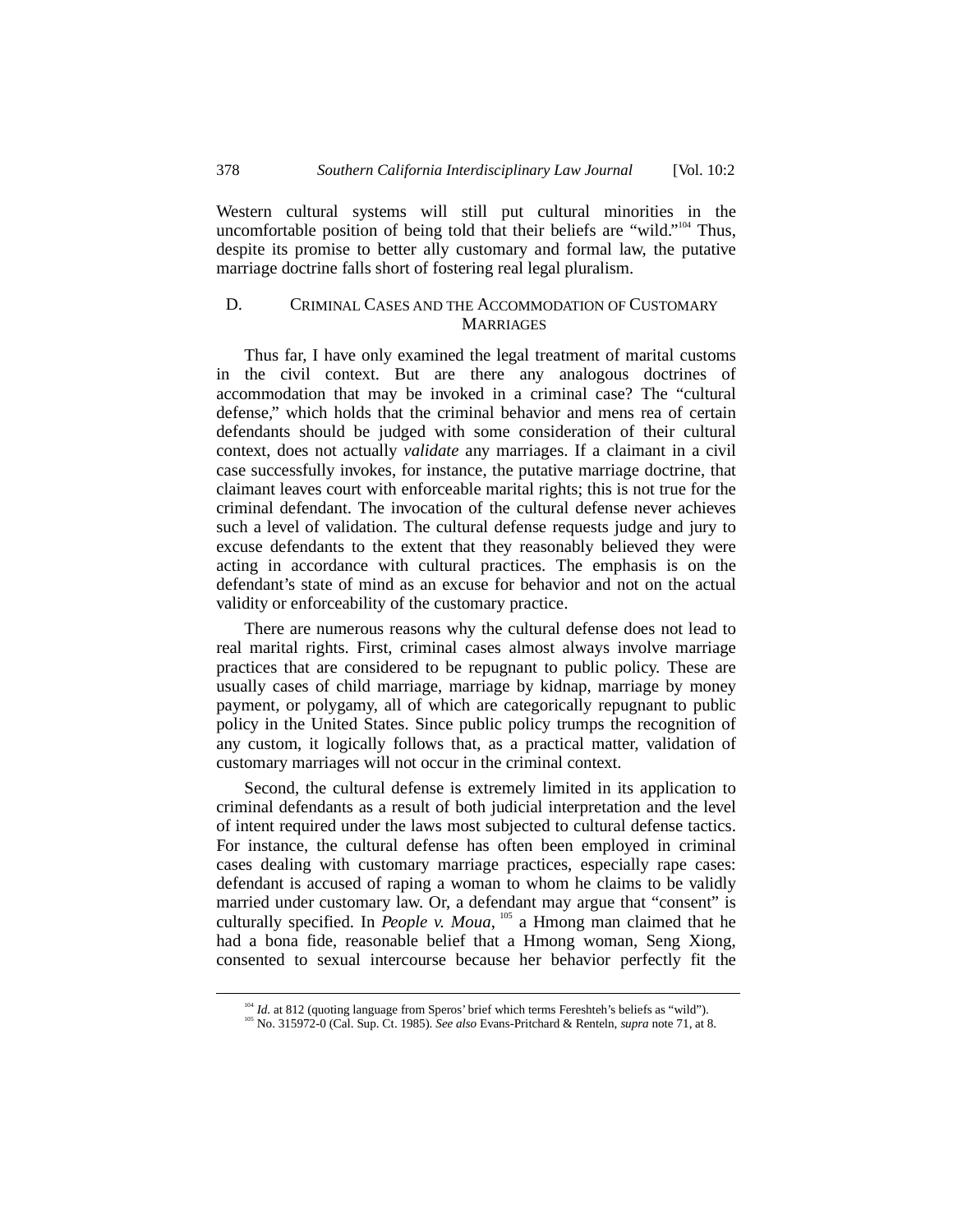Western cultural systems will still put cultural minorities in the uncomfortable position of being told that their beliefs are "wild."[104] Thus, despite its promise to better ally customary and formal law, the putative marriage doctrine falls short of fostering real legal pluralism.

### D. CRIMINAL CASES AND THE ACCOMMODATION OF CUSTOMARY MARRIAGES

Thus far, I have only examined the legal treatment of marital customs in the civil context. But are there any analogous doctrines of accommodation that may be invoked in a criminal case? The "cultural defense," which holds that the criminal behavior and mens rea of certain defendants should be judged with some consideration of their cultural context, does not actually *validate* any marriages. If a claimant in a civil case successfully invokes, for instance, the putative marriage doctrine, that claimant leaves court with enforceable marital rights; this is not true for the criminal defendant. The invocation of the cultural defense never achieves such a level of validation. The cultural defense requests judge and jury to excuse defendants to the extent that they reasonably believed they were acting in accordance with cultural practices. The emphasis is on the defendant's state of mind as an excuse for behavior and not on the actual validity or enforceability of the customary practice.

There are numerous reasons why the cultural defense does not lead to real marital rights. First, criminal cases almost always involve marriage practices that are considered to be repugnant to public policy. These are usually cases of child marriage, marriage by kidnap, marriage by money payment, or polygamy, all of which are categorically repugnant to public policy in the United States. Since public policy trumps the recognition of any custom, it logically follows that, as a practical matter, validation of customary marriages will not occur in the criminal context.

Second, the cultural defense is extremely limited in its application to criminal defendants as a result of both judicial interpretation and the level of intent required under the laws most subjected to cultural defense tactics. For instance, the cultural defense has often been employed in criminal cases dealing with customary marriage practices, especially rape cases: defendant is accused of raping a woman to whom he claims to be validly married under customary law. Or, a defendant may argue that "consent" is culturally specified. In *People v. Moua*, [105] a Hmong man claimed that he had a bona fide, reasonable belief that a Hmong woman, Seng Xiong, consented to sexual intercourse because her behavior perfectly fit the

---

[104] *Id.* at 812 (quoting language from Speros' brief which terms Fereshteh's beliefs as "wild").

[105] No. 315972-0 (Cal. Sup. Ct. 1985). *See also* Evans-Pritchard & Renteln, *supra* note 71, at 8.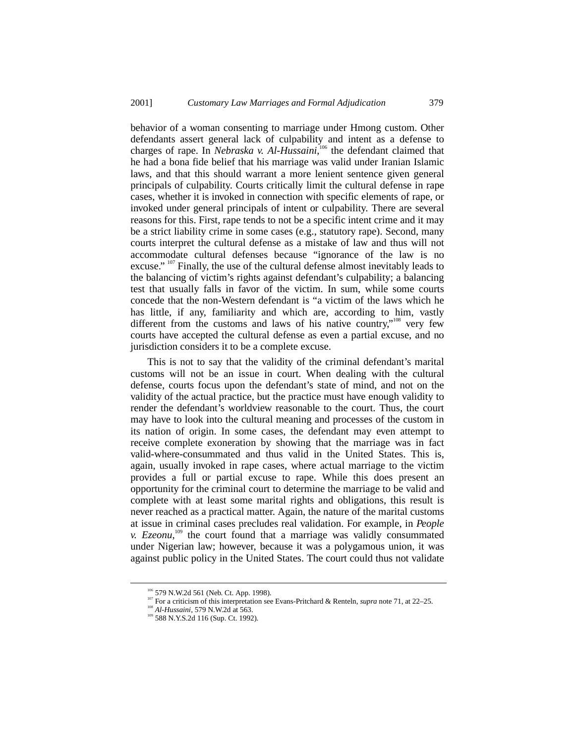behavior of a woman consenting to marriage under Hmong custom. Other defendants assert general lack of culpability and intent as a defense to charges of rape. In *Nebraska v. Al-Hussaini*,[106] the defendant claimed that he had a bona fide belief that his marriage was valid under Iranian Islamic laws, and that this should warrant a more lenient sentence given general principals of culpability. Courts critically limit the cultural defense in rape cases, whether it is invoked in connection with specific elements of rape, or invoked under general principals of intent or culpability. There are several reasons for this. First, rape tends to not be a specific intent crime and it may be a strict liability crime in some cases (e.g., statutory rape). Second, many courts interpret the cultural defense as a mistake of law and thus will not accommodate cultural defenses because "ignorance of the law is no excuse."[107] Finally, the use of the cultural defense almost inevitably leads to the balancing of victim's rights against defendant's culpability; a balancing test that usually falls in favor of the victim. In sum, while some courts concede that the non-Western defendant is "a victim of the laws which he has little, if any, familiarity and which are, according to him, vastly different from the customs and laws of his native country,"[108] very few courts have accepted the cultural defense as even a partial excuse, and no jurisdiction considers it to be a complete excuse.

This is not to say that the validity of the criminal defendant's marital customs will not be an issue in court. When dealing with the cultural defense, courts focus upon the defendant's state of mind, and not on the validity of the actual practice, but the practice must have enough validity to render the defendant's worldview reasonable to the court. Thus, the court may have to look into the cultural meaning and processes of the custom in its nation of origin. In some cases, the defendant may even attempt to receive complete exoneration by showing that the marriage was in fact valid-where-consummated and thus valid in the United States. This is, again, usually invoked in rape cases, where actual marriage to the victim provides a full or partial excuse to rape. While this does present an opportunity for the criminal court to determine the marriage to be valid and complete with at least some marital rights and obligations, this result is never reached as a practical matter. Again, the nature of the marital customs at issue in criminal cases precludes real validation. For example, in *People v. Ezeonu*,[109] the court found that a marriage was validly consummated under Nigerian law; however, because it was a polygamous union, it was against public policy in the United States. The court could thus not validate

---

[106] 579 N.W.2d 561 (Neb. Ct. App. 1998).

[107] For a criticism of this interpretation see Evans-Pritchard & Renteln, *supra* note 71, at 22–25.

[108] *Al-Hussaini*, 579 N.W.2d at 563.

[109] 588 N.Y.S.2d 116 (Sup. Ct. 1992).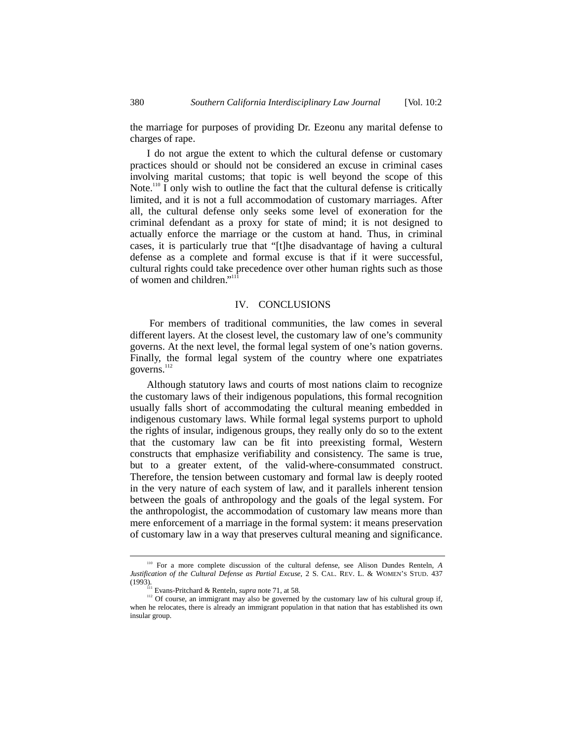the marriage for purposes of providing Dr. Ezeonu any marital defense to charges of rape.

I do not argue the extent to which the cultural defense or customary practices should or should not be considered an excuse in criminal cases involving marital customs; that topic is well beyond the scope of this Note.[110] I only wish to outline the fact that the cultural defense is critically limited, and it is not a full accommodation of customary marriages. After all, the cultural defense only seeks some level of exoneration for the criminal defendant as a proxy for state of mind; it is not designed to actually enforce the marriage or the custom at hand. Thus, in criminal cases, it is particularly true that "[t]he disadvantage of having a cultural defense as a complete and formal excuse is that if it were successful, cultural rights could take precedence over other human rights such as those of women and children."[111]

## IV. CONCLUSIONS

For members of traditional communities, the law comes in several different layers. At the closest level, the customary law of one's community governs. At the next level, the formal legal system of one's nation governs. Finally, the formal legal system of the country where one expatriates governs.[112]

Although statutory laws and courts of most nations claim to recognize the customary laws of their indigenous populations, this formal recognition usually falls short of accommodating the cultural meaning embedded in indigenous customary laws. While formal legal systems purport to uphold the rights of insular, indigenous groups, they really only do so to the extent that the customary law can be fit into preexisting formal, Western constructs that emphasize verifiability and consistency. The same is true, but to a greater extent, of the valid-where-consummated construct. Therefore, the tension between customary and formal law is deeply rooted in the very nature of each system of law, and it parallels inherent tension between the goals of anthropology and the goals of the legal system. For the anthropologist, the accommodation of customary law means more than mere enforcement of a marriage in the formal system: it means preservation of customary law in a way that preserves cultural meaning and significance.

---

[110] For a more complete discussion of the cultural defense, see Alison Dundes Renteln, *A Justification of the Cultural Defense as Partial Excuse*, 2 S. CAL. REV. L. & WOMEN'S STUD. 437 (1993).

[111] Evans-Pritchard & Renteln, *supra* note 71, at 58.

[112] Of course, an immigrant may also be governed by the customary law of his cultural group if, when he relocates, there is already an immigrant population in that nation that has established its own insular group.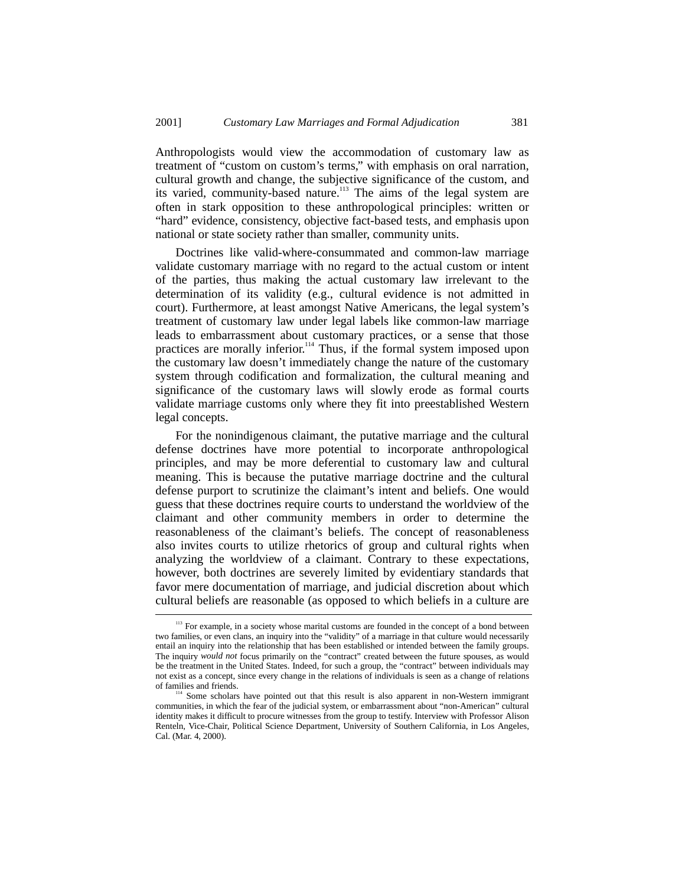Anthropologists would view the accommodation of customary law as treatment of "custom on custom's terms," with emphasis on oral narration, cultural growth and change, the subjective significance of the custom, and its varied, community-based nature.[113] The aims of the legal system are often in stark opposition to these anthropological principles: written or "hard" evidence, consistency, objective fact-based tests, and emphasis upon national or state society rather than smaller, community units.

Doctrines like valid-where-consummated and common-law marriage validate customary marriage with no regard to the actual custom or intent of the parties, thus making the actual customary law irrelevant to the determination of its validity (e.g., cultural evidence is not admitted in court). Furthermore, at least amongst Native Americans, the legal system's treatment of customary law under legal labels like common-law marriage leads to embarrassment about customary practices, or a sense that those practices are morally inferior.[114] Thus, if the formal system imposed upon the customary law doesn't immediately change the nature of the customary system through codification and formalization, the cultural meaning and significance of the customary laws will slowly erode as formal courts validate marriage customs only where they fit into preestablished Western legal concepts.

For the nonindigenous claimant, the putative marriage and the cultural defense doctrines have more potential to incorporate anthropological principles, and may be more deferential to customary law and cultural meaning. This is because the putative marriage doctrine and the cultural defense purport to scrutinize the claimant's intent and beliefs. One would guess that these doctrines require courts to understand the worldview of the claimant and other community members in order to determine the reasonableness of the claimant's beliefs. The concept of reasonableness also invites courts to utilize rhetorics of group and cultural rights when analyzing the worldview of a claimant. Contrary to these expectations, however, both doctrines are severely limited by evidentiary standards that favor mere documentation of marriage, and judicial discretion about which cultural beliefs are reasonable (as opposed to which beliefs in a culture are

---

[113] For example, in a society whose marital customs are founded in the concept of a bond between two families, or even clans, an inquiry into the "validity" of a marriage in that culture would necessarily entail an inquiry into the relationship that has been established or intended between the family groups. The inquiry *would not* focus primarily on the "contract" created between the future spouses, as would be the treatment in the United States. Indeed, for such a group, the "contract" between individuals may not exist as a concept, since every change in the relations of individuals is seen as a change of relations of families and friends.

[114] Some scholars have pointed out that this result is also apparent in non-Western immigrant communities, in which the fear of the judicial system, or embarrassment about "non-American" cultural identity makes it difficult to procure witnesses from the group to testify. Interview with Professor Alison Renteln, Vice-Chair, Political Science Department, University of Southern California, in Los Angeles, Cal. (Mar. 4, 2000).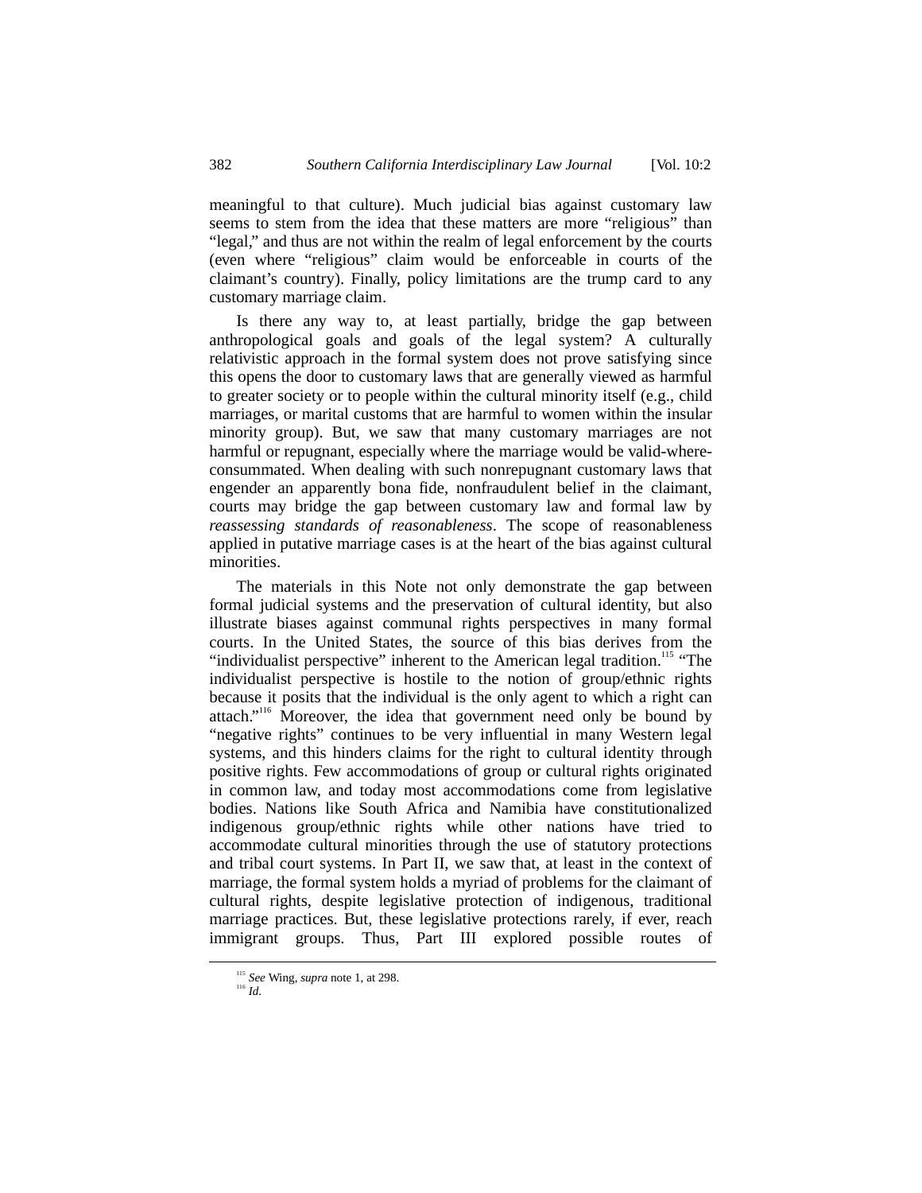meaningful to that culture). Much judicial bias against customary law seems to stem from the idea that these matters are more "religious" than "legal," and thus are not within the realm of legal enforcement by the courts (even where "religious" claim would be enforceable in courts of the claimant's country). Finally, policy limitations are the trump card to any customary marriage claim.

Is there any way to, at least partially, bridge the gap between anthropological goals and goals of the legal system? A culturally relativistic approach in the formal system does not prove satisfying since this opens the door to customary laws that are generally viewed as harmful to greater society or to people within the cultural minority itself (e.g., child marriages, or marital customs that are harmful to women within the insular minority group). But, we saw that many customary marriages are not harmful or repugnant, especially where the marriage would be valid-where-consummated. When dealing with such nonrepugnant customary laws that engender an apparently bona fide, nonfraudulent belief in the claimant, courts may bridge the gap between customary law and formal law by *reassessing standards of reasonableness*. The scope of reasonableness applied in putative marriage cases is at the heart of the bias against cultural minorities.

The materials in this Note not only demonstrate the gap between formal judicial systems and the preservation of cultural identity, but also illustrate biases against communal rights perspectives in many formal courts. In the United States, the source of this bias derives from the "individualist perspective" inherent to the American legal tradition.[115] "The individualist perspective is hostile to the notion of group/ethnic rights because it posits that the individual is the only agent to which a right can attach."[116] Moreover, the idea that government need only be bound by "negative rights" continues to be very influential in many Western legal systems, and this hinders claims for the right to cultural identity through positive rights. Few accommodations of group or cultural rights originated in common law, and today most accommodations come from legislative bodies. Nations like South Africa and Namibia have constitutionalized indigenous group/ethnic rights while other nations have tried to accommodate cultural minorities through the use of statutory protections and tribal court systems. In Part II, we saw that, at least in the context of marriage, the formal system holds a myriad of problems for the claimant of cultural rights, despite legislative protection of indigenous, traditional marriage practices. But, these legislative protections rarely, if ever, reach immigrant groups. Thus, Part III explored possible routes of

---

[115] *See* Wing, *supra* note 1, at 298.

[116] *Id.*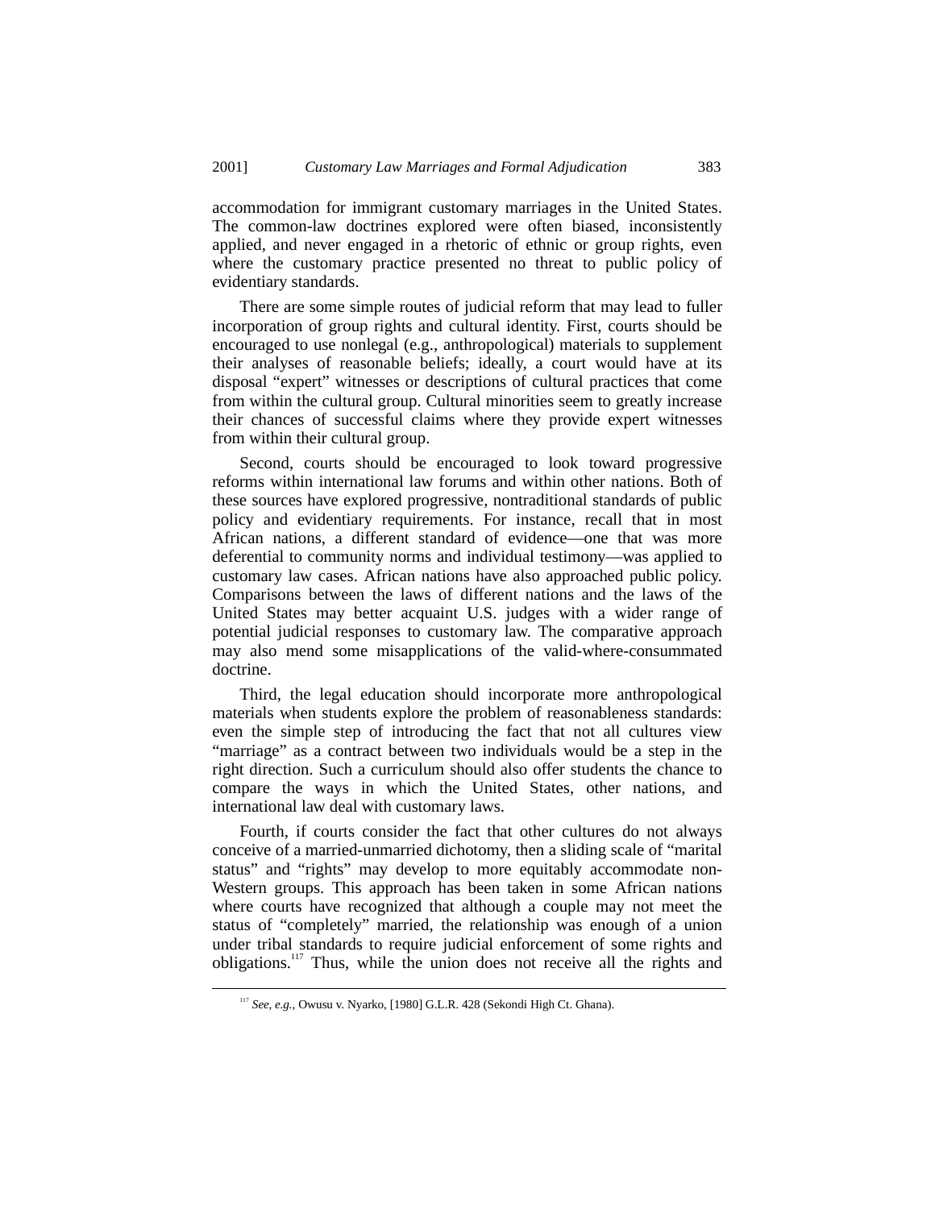accommodation for immigrant customary marriages in the United States. The common-law doctrines explored were often biased, inconsistently applied, and never engaged in a rhetoric of ethnic or group rights, even where the customary practice presented no threat to public policy of evidentiary standards.

There are some simple routes of judicial reform that may lead to fuller incorporation of group rights and cultural identity. First, courts should be encouraged to use nonlegal (e.g., anthropological) materials to supplement their analyses of reasonable beliefs; ideally, a court would have at its disposal "expert" witnesses or descriptions of cultural practices that come from within the cultural group. Cultural minorities seem to greatly increase their chances of successful claims where they provide expert witnesses from within their cultural group.

Second, courts should be encouraged to look toward progressive reforms within international law forums and within other nations. Both of these sources have explored progressive, nontraditional standards of public policy and evidentiary requirements. For instance, recall that in most African nations, a different standard of evidence—one that was more deferential to community norms and individual testimony—was applied to customary law cases. African nations have also approached public policy. Comparisons between the laws of different nations and the laws of the United States may better acquaint U.S. judges with a wider range of potential judicial responses to customary law. The comparative approach may also mend some misapplications of the valid-where-consummated doctrine.

Third, the legal education should incorporate more anthropological materials when students explore the problem of reasonableness standards: even the simple step of introducing the fact that not all cultures view "marriage" as a contract between two individuals would be a step in the right direction. Such a curriculum should also offer students the chance to compare the ways in which the United States, other nations, and international law deal with customary laws.

Fourth, if courts consider the fact that other cultures do not always conceive of a married-unmarried dichotomy, then a sliding scale of "marital status" and "rights" may develop to more equitably accommodate non-Western groups. This approach has been taken in some African nations where courts have recognized that although a couple may not meet the status of "completely" married, the relationship was enough of a union under tribal standards to require judicial enforcement of some rights and obligations.[117] Thus, while the union does not receive all the rights and

---

[117] *See, e.g.*, Owusu v. Nyarko, [1980] G.L.R. 428 (Sekondi High Ct. Ghana).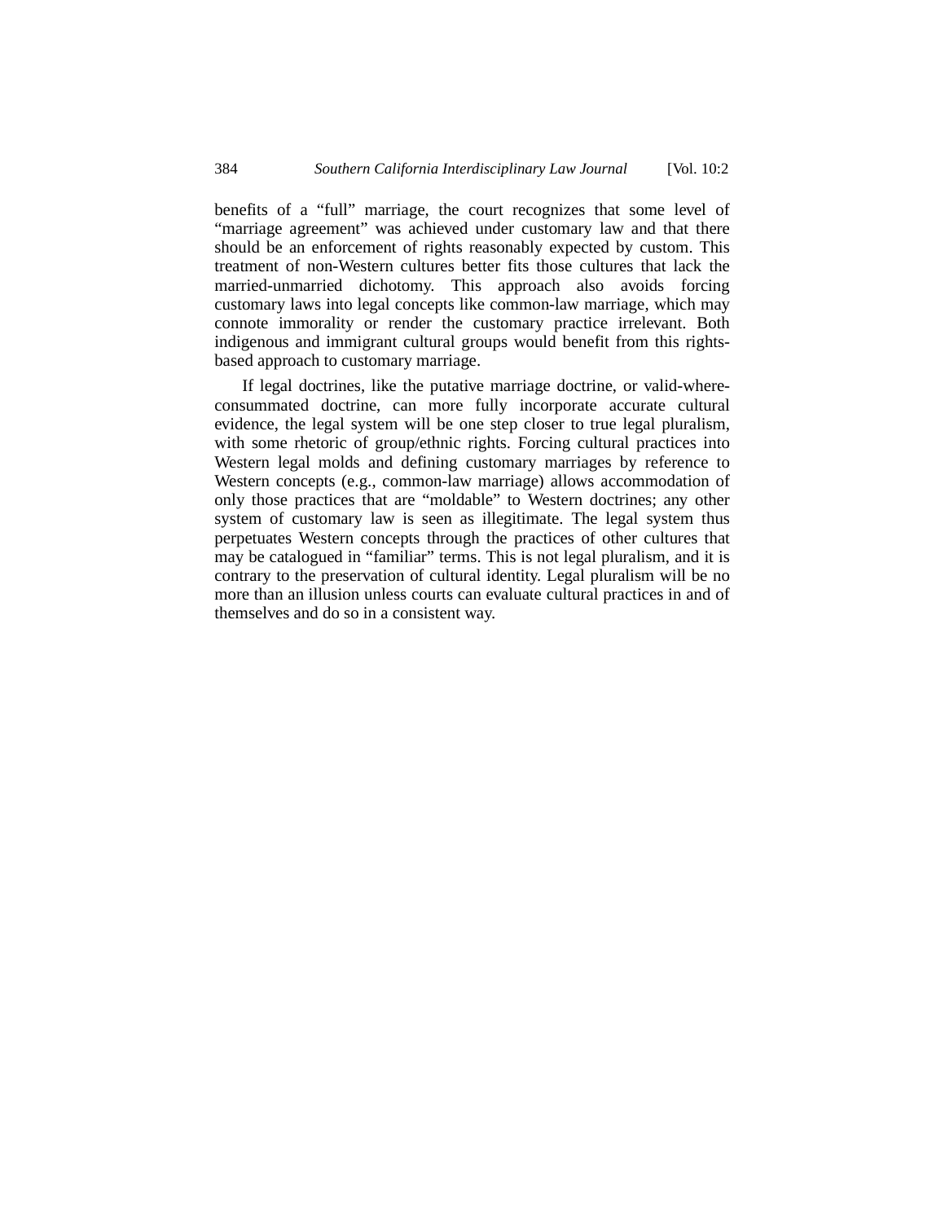benefits of a "full" marriage, the court recognizes that some level of "marriage agreement" was achieved under customary law and that there should be an enforcement of rights reasonably expected by custom. This treatment of non-Western cultures better fits those cultures that lack the married-unmarried dichotomy. This approach also avoids forcing customary laws into legal concepts like common-law marriage, which may connote immorality or render the customary practice irrelevant. Both indigenous and immigrant cultural groups would benefit from this rights-based approach to customary marriage.

If legal doctrines, like the putative marriage doctrine, or valid-where-consummated doctrine, can more fully incorporate accurate cultural evidence, the legal system will be one step closer to true legal pluralism, with some rhetoric of group/ethnic rights. Forcing cultural practices into Western legal molds and defining customary marriages by reference to Western concepts (e.g., common-law marriage) allows accommodation of only those practices that are "moldable" to Western doctrines; any other system of customary law is seen as illegitimate. The legal system thus perpetuates Western concepts through the practices of other cultures that may be catalogued in "familiar" terms. This is not legal pluralism, and it is contrary to the preservation of cultural identity. Legal pluralism will be no more than an illusion unless courts can evaluate cultural practices in and of themselves and do so in a consistent way.